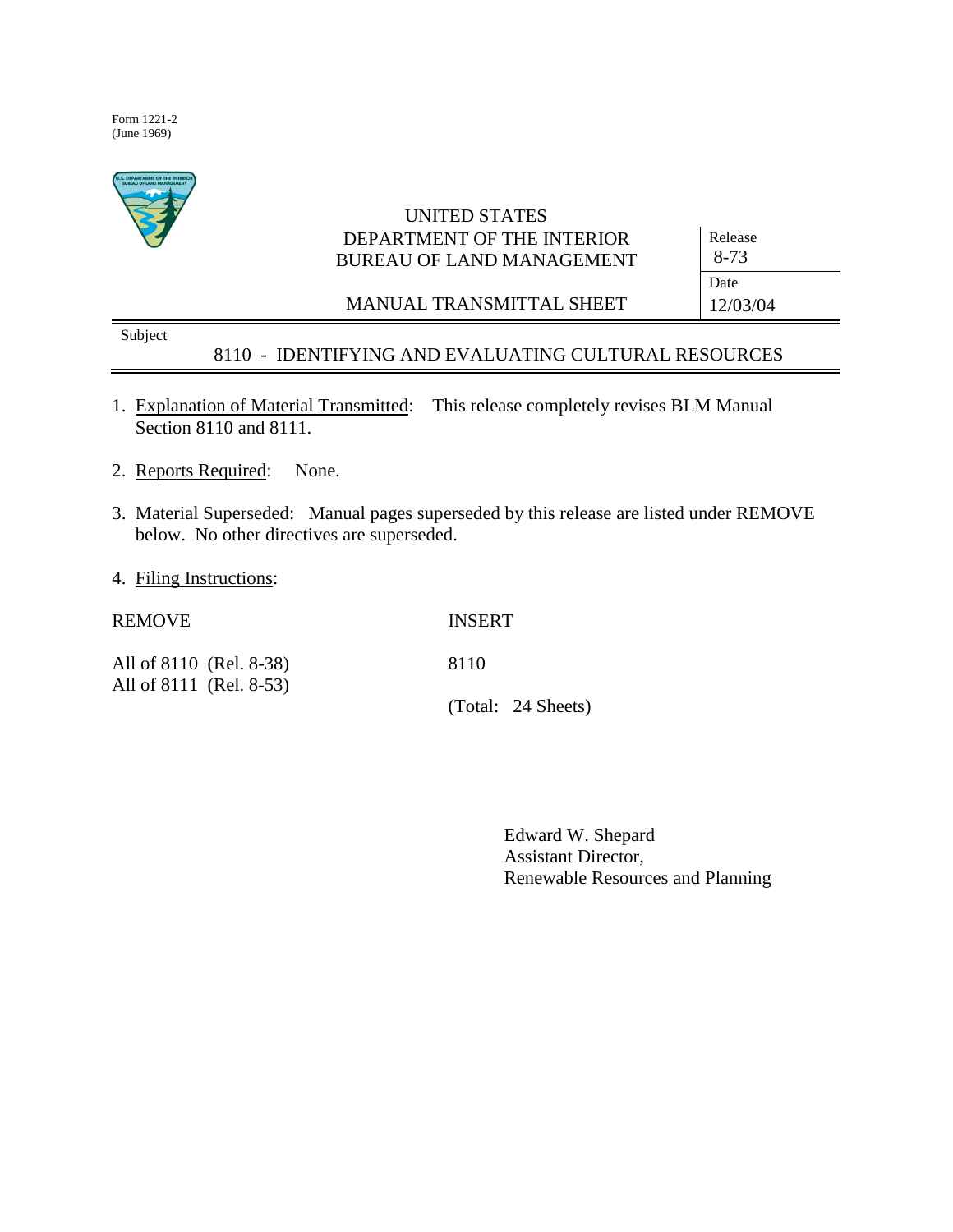Form 1221-2
(June 1969)

UNITED STATES
DEPARTMENT OF THE INTERIOR
BUREAU OF LAND MANAGEMENT

MANUAL TRANSMITTAL SHEET

| Release | 8-73 |
|---|---|
| Date | 12/03/04 |

Subject

**8110 - IDENTIFYING AND EVALUATING CULTURAL RESOURCES**

1. Explanation of Material Transmitted: This release completely revises BLM Manual Section 8110 and 8111.

2. Reports Required: None.

3. Material Superseded: Manual pages superseded by this release are listed under REMOVE below. No other directives are superseded.

4. Filing Instructions:

| REMOVE | INSERT |
|---|---|
| All of 8110 (Rel. 8-38) | 8110 |
| All of 8111 (Rel. 8-53) | |
| | (Total: 24 Sheets) |

Edward W. Shepard
Assistant Director,
Renewable Resources and Planning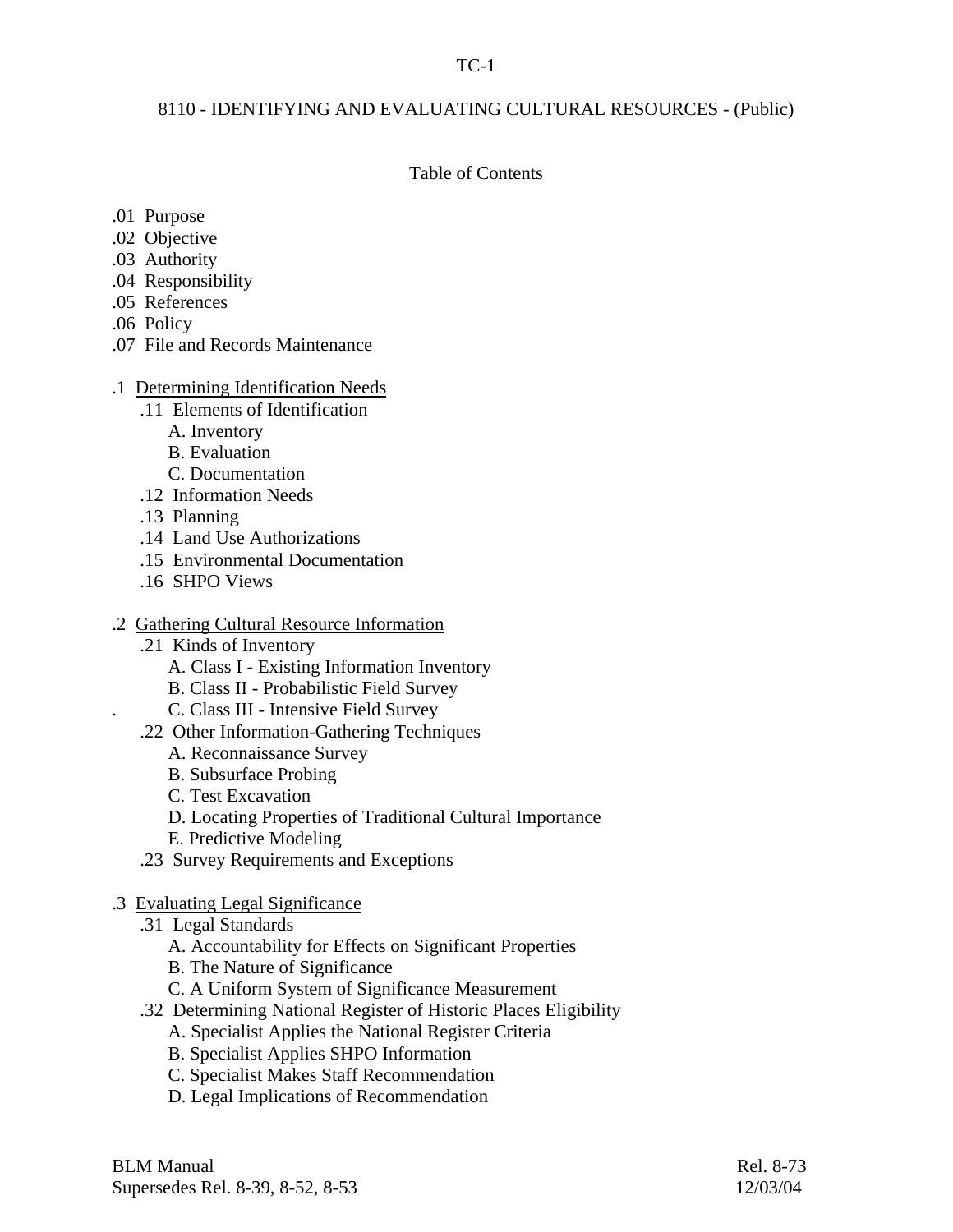# 8110 - IDENTIFYING AND EVALUATING CULTURAL RESOURCES - (Public)

## Table of Contents

.01 Purpose
.02 Objective
.03 Authority
.04 Responsibility
.05 References
.06 Policy
.07 File and Records Maintenance

.1 Determining Identification Needs
- .11 Elements of Identification
  - A. Inventory
  - B. Evaluation
  - C. Documentation
- .12 Information Needs
- .13 Planning
- .14 Land Use Authorizations
- .15 Environmental Documentation
- .16 SHPO Views

.2 Gathering Cultural Resource Information
- .21 Kinds of Inventory
  - A. Class I - Existing Information Inventory
  - B. Class II - Probabilistic Field Survey
  - C. Class III - Intensive Field Survey
- .22 Other Information-Gathering Techniques
  - A. Reconnaissance Survey
  - B. Subsurface Probing
  - C. Test Excavation
  - D. Locating Properties of Traditional Cultural Importance
  - E. Predictive Modeling
- .23 Survey Requirements and Exceptions

.3 Evaluating Legal Significance
- .31 Legal Standards
  - A. Accountability for Effects on Significant Properties
  - B. The Nature of Significance
  - C. A Uniform System of Significance Measurement
- .32 Determining National Register of Historic Places Eligibility
  - A. Specialist Applies the National Register Criteria
  - B. Specialist Applies SHPO Information
  - C. Specialist Makes Staff Recommendation
  - D. Legal Implications of Recommendation

BLM Manual
Supersedes Rel. 8-39, 8-52, 8-53

Rel. 8-73
12/03/04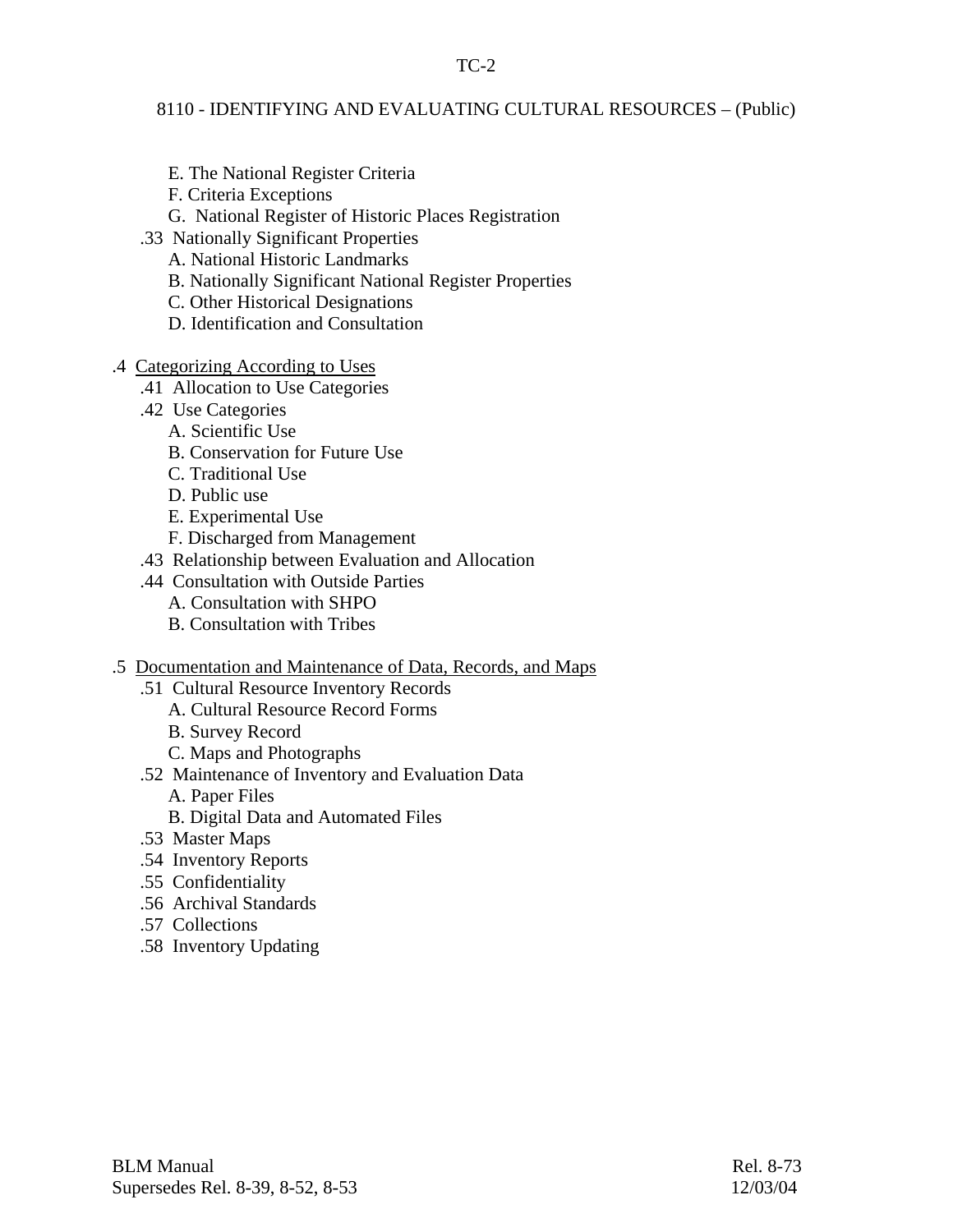E. The National Register Criteria
F. Criteria Exceptions
G. National Register of Historic Places Registration

.33 Nationally Significant Properties
A. National Historic Landmarks
B. Nationally Significant National Register Properties
C. Other Historical Designations
D. Identification and Consultation

.4 Categorizing According to Uses

.41 Allocation to Use Categories

.42 Use Categories
A. Scientific Use
B. Conservation for Future Use
C. Traditional Use
D. Public use
E. Experimental Use
F. Discharged from Management

.43 Relationship between Evaluation and Allocation

.44 Consultation with Outside Parties
A. Consultation with SHPO
B. Consultation with Tribes

.5 Documentation and Maintenance of Data, Records, and Maps

.51 Cultural Resource Inventory Records
A. Cultural Resource Record Forms
B. Survey Record
C. Maps and Photographs

.52 Maintenance of Inventory and Evaluation Data
A. Paper Files
B. Digital Data and Automated Files

.53 Master Maps

.54 Inventory Reports

.55 Confidentiality

.56 Archival Standards

.57 Collections

.58 Inventory Updating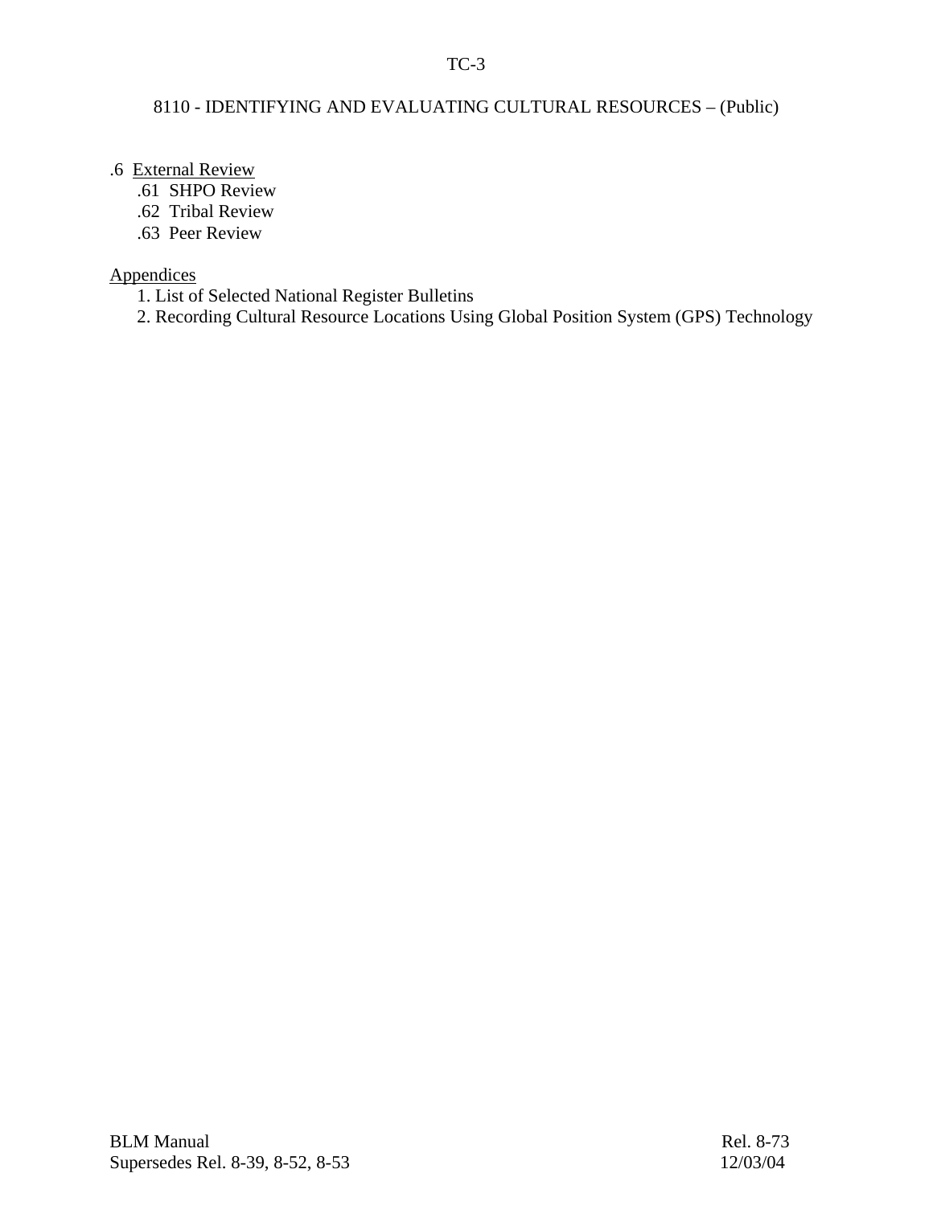.6 <u>External Review</u>

- .61 SHPO Review
- .62 Tribal Review
- .63 Peer Review

<u>Appendices</u>

1. List of Selected National Register Bulletins
2. Recording Cultural Resource Locations Using Global Position System (GPS) Technology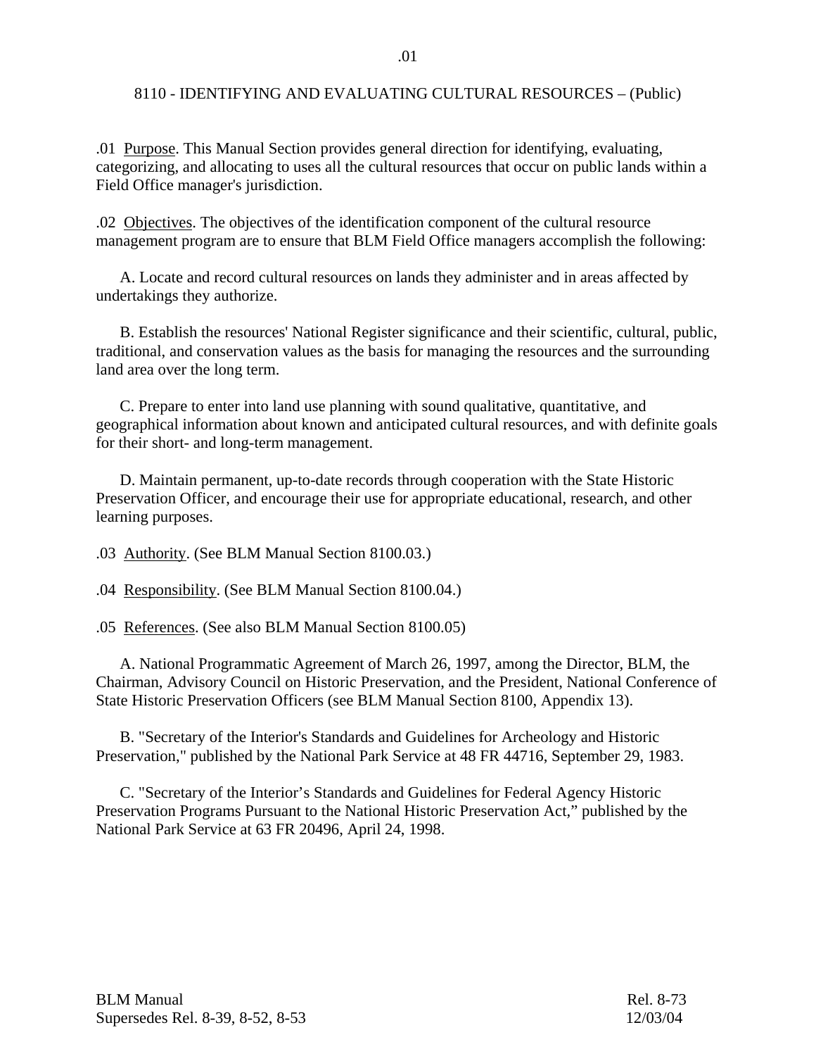# 8110 - IDENTIFYING AND EVALUATING CULTURAL RESOURCES – (Public)

.01 Purpose. This Manual Section provides general direction for identifying, evaluating, categorizing, and allocating to uses all the cultural resources that occur on public lands within a Field Office manager's jurisdiction.

.02 Objectives. The objectives of the identification component of the cultural resource management program are to ensure that BLM Field Office managers accomplish the following:

A. Locate and record cultural resources on lands they administer and in areas affected by undertakings they authorize.

B. Establish the resources' National Register significance and their scientific, cultural, public, traditional, and conservation values as the basis for managing the resources and the surrounding land area over the long term.

C. Prepare to enter into land use planning with sound qualitative, quantitative, and geographical information about known and anticipated cultural resources, and with definite goals for their short- and long-term management.

D. Maintain permanent, up-to-date records through cooperation with the State Historic Preservation Officer, and encourage their use for appropriate educational, research, and other learning purposes.

.03 Authority. (See BLM Manual Section 8100.03.)

.04 Responsibility. (See BLM Manual Section 8100.04.)

.05 References. (See also BLM Manual Section 8100.05)

A. National Programmatic Agreement of March 26, 1997, among the Director, BLM, the Chairman, Advisory Council on Historic Preservation, and the President, National Conference of State Historic Preservation Officers (see BLM Manual Section 8100, Appendix 13).

B. "Secretary of the Interior's Standards and Guidelines for Archeology and Historic Preservation," published by the National Park Service at 48 FR 44716, September 29, 1983.

C. "Secretary of the Interior's Standards and Guidelines for Federal Agency Historic Preservation Programs Pursuant to the National Historic Preservation Act," published by the National Park Service at 63 FR 20496, April 24, 1998.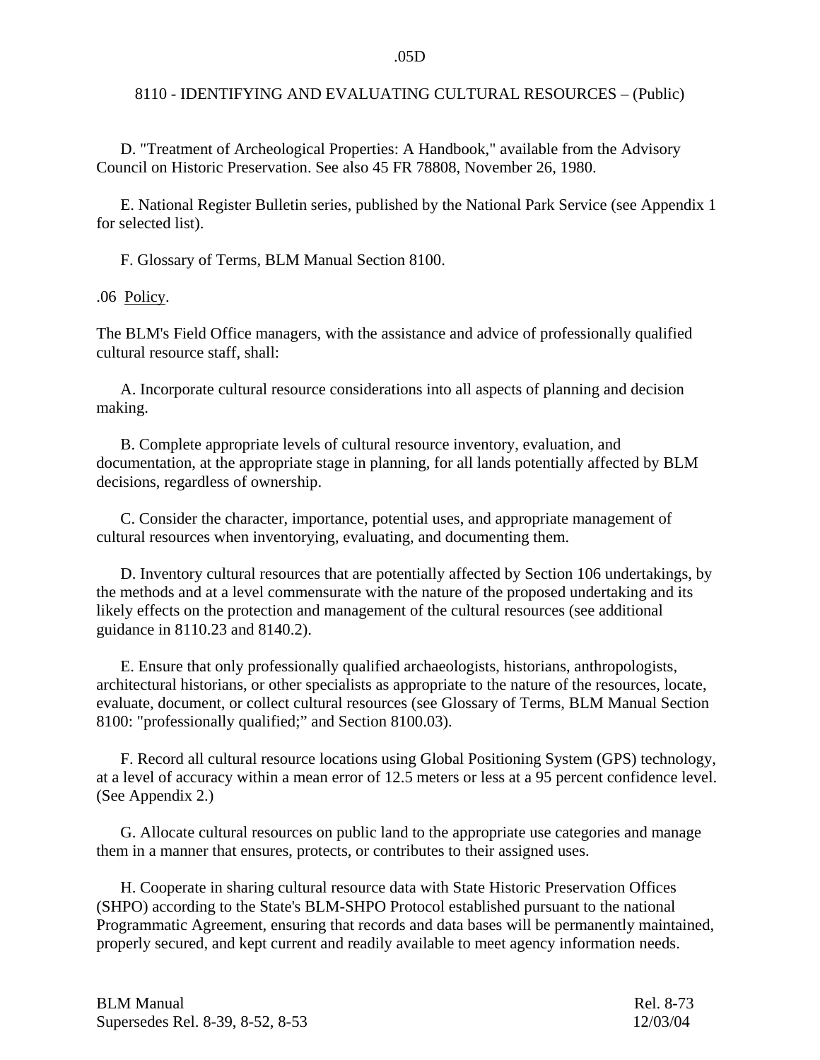D. "Treatment of Archeological Properties: A Handbook," available from the Advisory Council on Historic Preservation. See also 45 FR 78808, November 26, 1980.

E. National Register Bulletin series, published by the National Park Service (see Appendix 1 for selected list).

F. Glossary of Terms, BLM Manual Section 8100.

.06 Policy.

The BLM's Field Office managers, with the assistance and advice of professionally qualified cultural resource staff, shall:

A. Incorporate cultural resource considerations into all aspects of planning and decision making.

B. Complete appropriate levels of cultural resource inventory, evaluation, and documentation, at the appropriate stage in planning, for all lands potentially affected by BLM decisions, regardless of ownership.

C. Consider the character, importance, potential uses, and appropriate management of cultural resources when inventorying, evaluating, and documenting them.

D. Inventory cultural resources that are potentially affected by Section 106 undertakings, by the methods and at a level commensurate with the nature of the proposed undertaking and its likely effects on the protection and management of the cultural resources (see additional guidance in 8110.23 and 8140.2).

E. Ensure that only professionally qualified archaeologists, historians, anthropologists, architectural historians, or other specialists as appropriate to the nature of the resources, locate, evaluate, document, or collect cultural resources (see Glossary of Terms, BLM Manual Section 8100: "professionally qualified;" and Section 8100.03).

F. Record all cultural resource locations using Global Positioning System (GPS) technology, at a level of accuracy within a mean error of 12.5 meters or less at a 95 percent confidence level. (See Appendix 2.)

G. Allocate cultural resources on public land to the appropriate use categories and manage them in a manner that ensures, protects, or contributes to their assigned uses.

H. Cooperate in sharing cultural resource data with State Historic Preservation Offices (SHPO) according to the State's BLM-SHPO Protocol established pursuant to the national Programmatic Agreement, ensuring that records and data bases will be permanently maintained, properly secured, and kept current and readily available to meet agency information needs.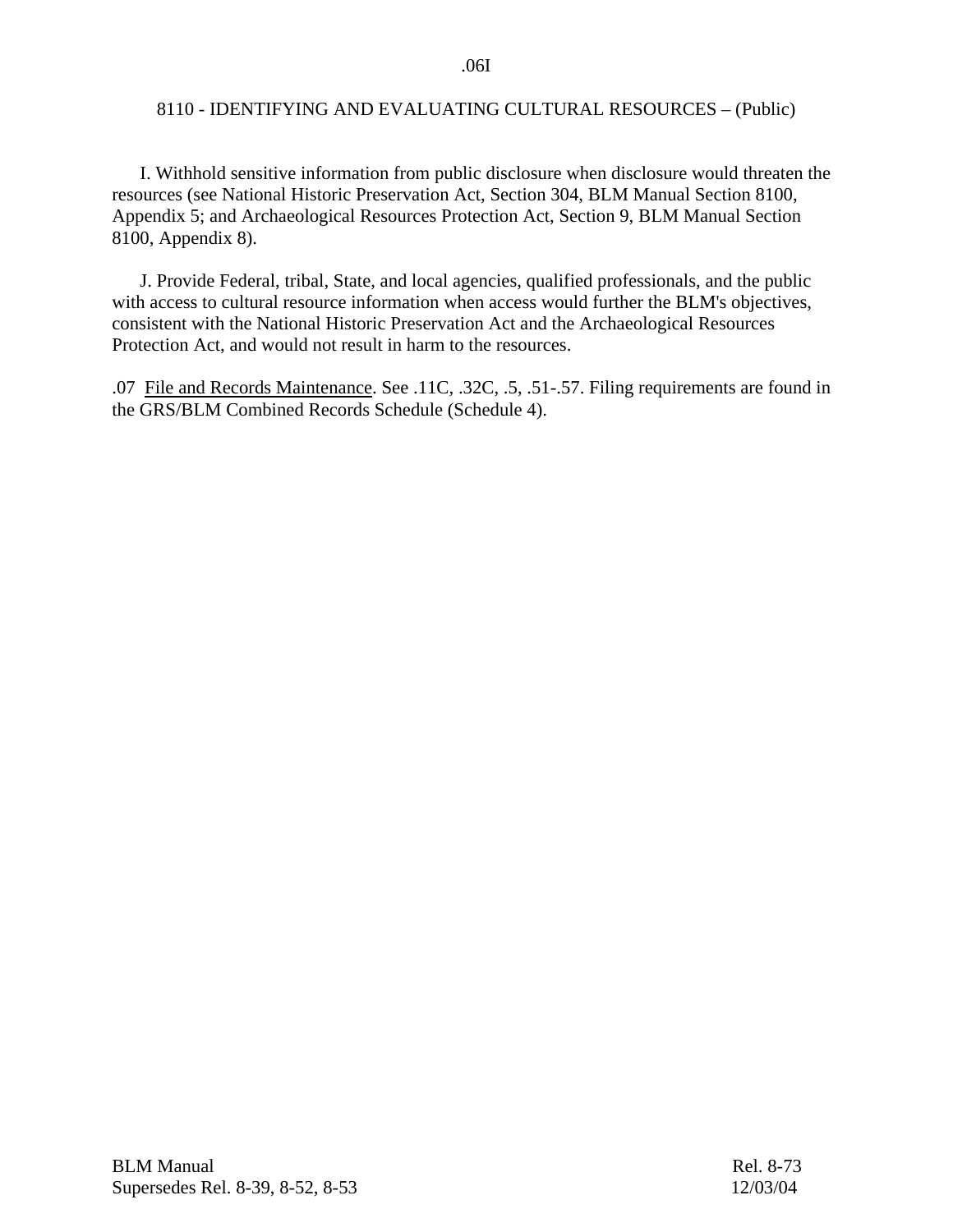I. Withhold sensitive information from public disclosure when disclosure would threaten the resources (see National Historic Preservation Act, Section 304, BLM Manual Section 8100, Appendix 5; and Archaeological Resources Protection Act, Section 9, BLM Manual Section 8100, Appendix 8).

J. Provide Federal, tribal, State, and local agencies, qualified professionals, and the public with access to cultural resource information when access would further the BLM's objectives, consistent with the National Historic Preservation Act and the Archaeological Resources Protection Act, and would not result in harm to the resources.

.07 File and Records Maintenance. See .11C, .32C, .5, .51-.57. Filing requirements are found in the GRS/BLM Combined Records Schedule (Schedule 4).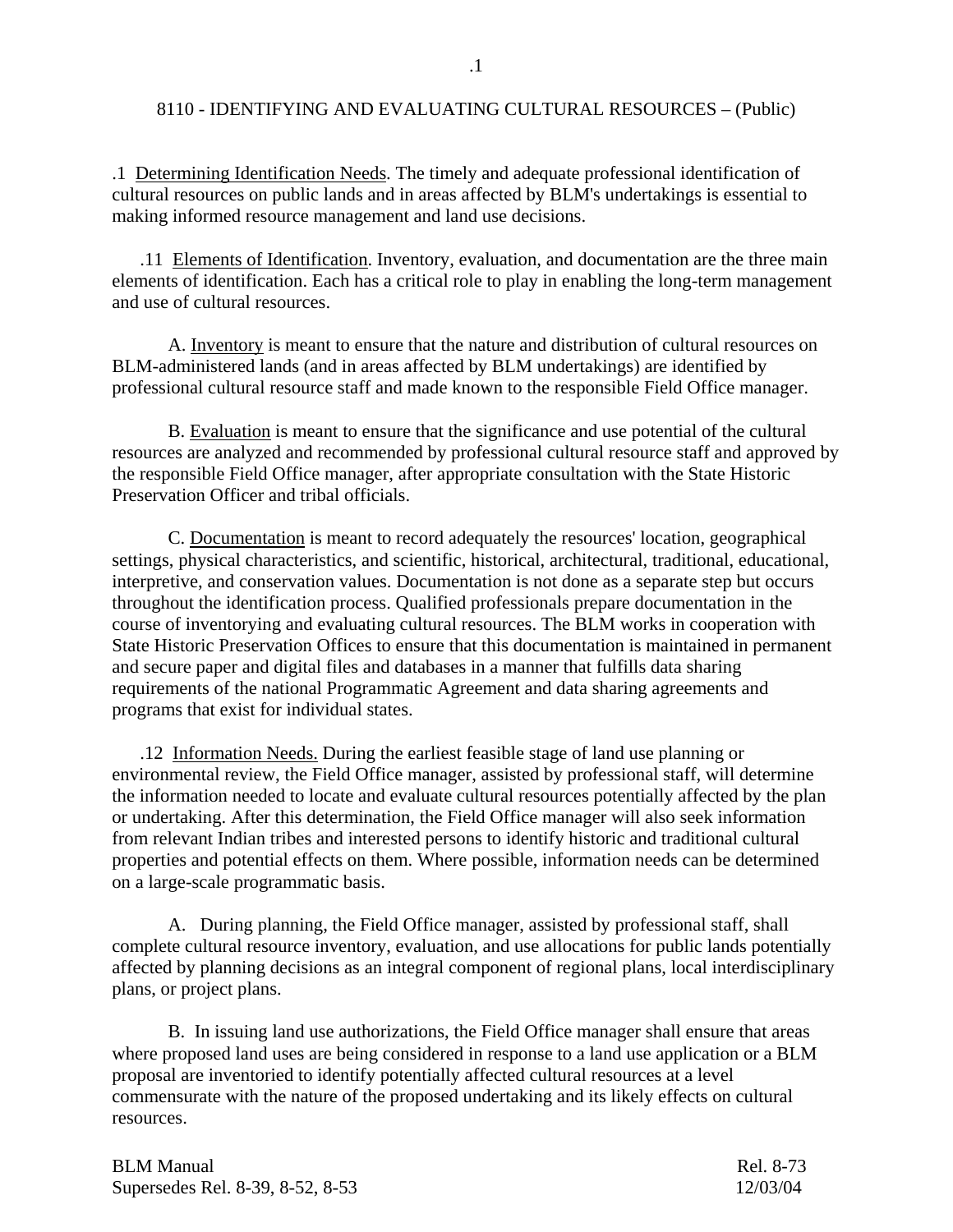## 8110 - IDENTIFYING AND EVALUATING CULTURAL RESOURCES – (Public)

.1 Determining Identification Needs. The timely and adequate professional identification of cultural resources on public lands and in areas affected by BLM's undertakings is essential to making informed resource management and land use decisions.

.11 Elements of Identification. Inventory, evaluation, and documentation are the three main elements of identification. Each has a critical role to play in enabling the long-term management and use of cultural resources.

A. Inventory is meant to ensure that the nature and distribution of cultural resources on BLM-administered lands (and in areas affected by BLM undertakings) are identified by professional cultural resource staff and made known to the responsible Field Office manager.

B. Evaluation is meant to ensure that the significance and use potential of the cultural resources are analyzed and recommended by professional cultural resource staff and approved by the responsible Field Office manager, after appropriate consultation with the State Historic Preservation Officer and tribal officials.

C. Documentation is meant to record adequately the resources' location, geographical settings, physical characteristics, and scientific, historical, architectural, traditional, educational, interpretive, and conservation values. Documentation is not done as a separate step but occurs throughout the identification process. Qualified professionals prepare documentation in the course of inventorying and evaluating cultural resources. The BLM works in cooperation with State Historic Preservation Offices to ensure that this documentation is maintained in permanent and secure paper and digital files and databases in a manner that fulfills data sharing requirements of the national Programmatic Agreement and data sharing agreements and programs that exist for individual states.

.12 Information Needs. During the earliest feasible stage of land use planning or environmental review, the Field Office manager, assisted by professional staff, will determine the information needed to locate and evaluate cultural resources potentially affected by the plan or undertaking. After this determination, the Field Office manager will also seek information from relevant Indian tribes and interested persons to identify historic and traditional cultural properties and potential effects on them. Where possible, information needs can be determined on a large-scale programmatic basis.

A. During planning, the Field Office manager, assisted by professional staff, shall complete cultural resource inventory, evaluation, and use allocations for public lands potentially affected by planning decisions as an integral component of regional plans, local interdisciplinary plans, or project plans.

B. In issuing land use authorizations, the Field Office manager shall ensure that areas where proposed land uses are being considered in response to a land use application or a BLM proposal are inventoried to identify potentially affected cultural resources at a level commensurate with the nature of the proposed undertaking and its likely effects on cultural resources.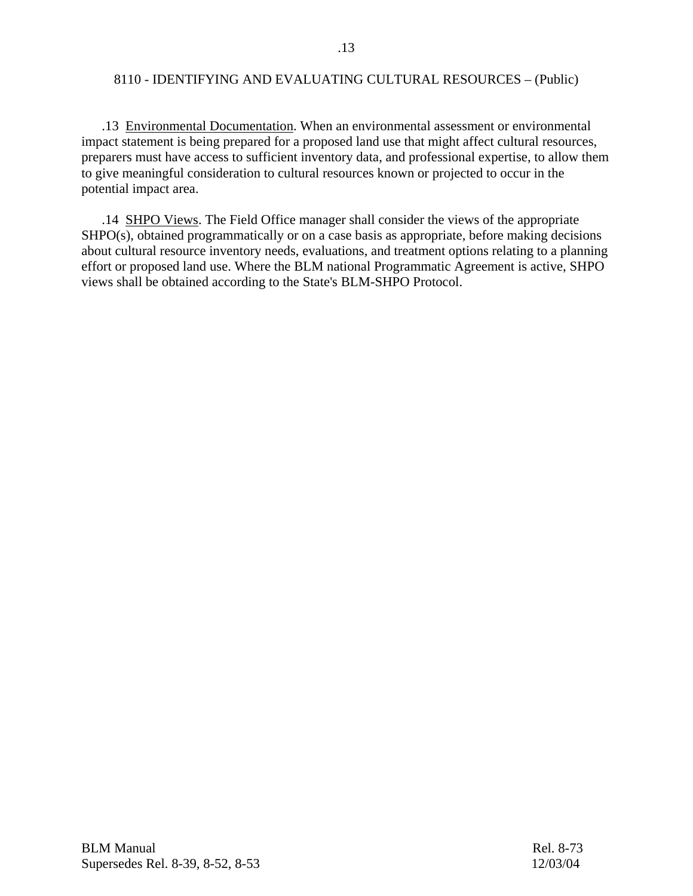.13 Environmental Documentation. When an environmental assessment or environmental impact statement is being prepared for a proposed land use that might affect cultural resources, preparers must have access to sufficient inventory data, and professional expertise, to allow them to give meaningful consideration to cultural resources known or projected to occur in the potential impact area.

.14 SHPO Views. The Field Office manager shall consider the views of the appropriate SHPO(s), obtained programmatically or on a case basis as appropriate, before making decisions about cultural resource inventory needs, evaluations, and treatment options relating to a planning effort or proposed land use. Where the BLM national Programmatic Agreement is active, SHPO views shall be obtained according to the State's BLM-SHPO Protocol.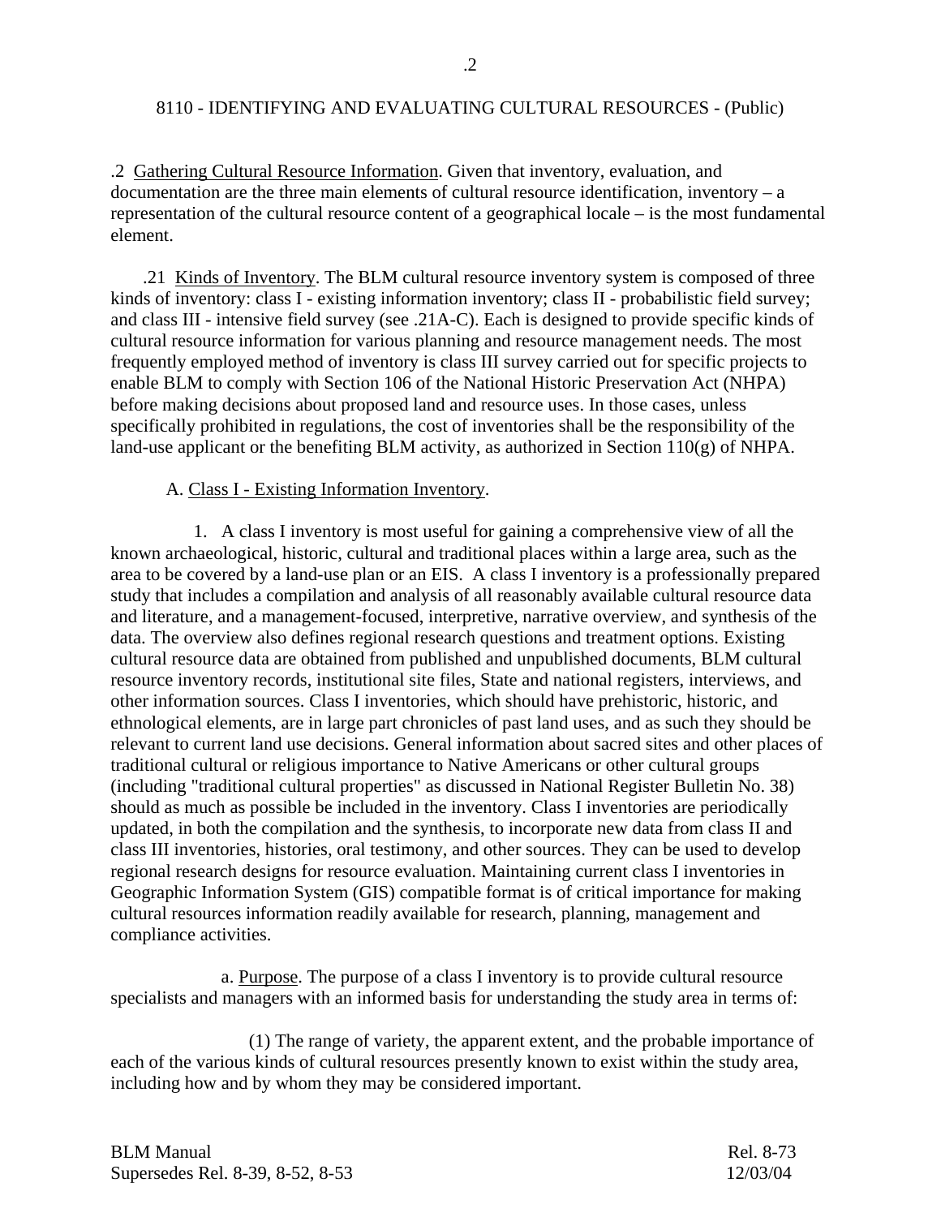.2 Gathering Cultural Resource Information. Given that inventory, evaluation, and documentation are the three main elements of cultural resource identification, inventory – a representation of the cultural resource content of a geographical locale – is the most fundamental element.

.21 Kinds of Inventory. The BLM cultural resource inventory system is composed of three kinds of inventory: class I - existing information inventory; class II - probabilistic field survey; and class III - intensive field survey (see .21A-C). Each is designed to provide specific kinds of cultural resource information for various planning and resource management needs. The most frequently employed method of inventory is class III survey carried out for specific projects to enable BLM to comply with Section 106 of the National Historic Preservation Act (NHPA) before making decisions about proposed land and resource uses. In those cases, unless specifically prohibited in regulations, the cost of inventories shall be the responsibility of the land-use applicant or the benefiting BLM activity, as authorized in Section 110(g) of NHPA.

A. Class I - Existing Information Inventory.

1. A class I inventory is most useful for gaining a comprehensive view of all the known archaeological, historic, cultural and traditional places within a large area, such as the area to be covered by a land-use plan or an EIS. A class I inventory is a professionally prepared study that includes a compilation and analysis of all reasonably available cultural resource data and literature, and a management-focused, interpretive, narrative overview, and synthesis of the data. The overview also defines regional research questions and treatment options. Existing cultural resource data are obtained from published and unpublished documents, BLM cultural resource inventory records, institutional site files, State and national registers, interviews, and other information sources. Class I inventories, which should have prehistoric, historic, and ethnological elements, are in large part chronicles of past land uses, and as such they should be relevant to current land use decisions. General information about sacred sites and other places of traditional cultural or religious importance to Native Americans or other cultural groups (including "traditional cultural properties" as discussed in National Register Bulletin No. 38) should as much as possible be included in the inventory. Class I inventories are periodically updated, in both the compilation and the synthesis, to incorporate new data from class II and class III inventories, histories, oral testimony, and other sources. They can be used to develop regional research designs for resource evaluation. Maintaining current class I inventories in Geographic Information System (GIS) compatible format is of critical importance for making cultural resources information readily available for research, planning, management and compliance activities.

a. Purpose. The purpose of a class I inventory is to provide cultural resource specialists and managers with an informed basis for understanding the study area in terms of:

(1) The range of variety, the apparent extent, and the probable importance of each of the various kinds of cultural resources presently known to exist within the study area, including how and by whom they may be considered important.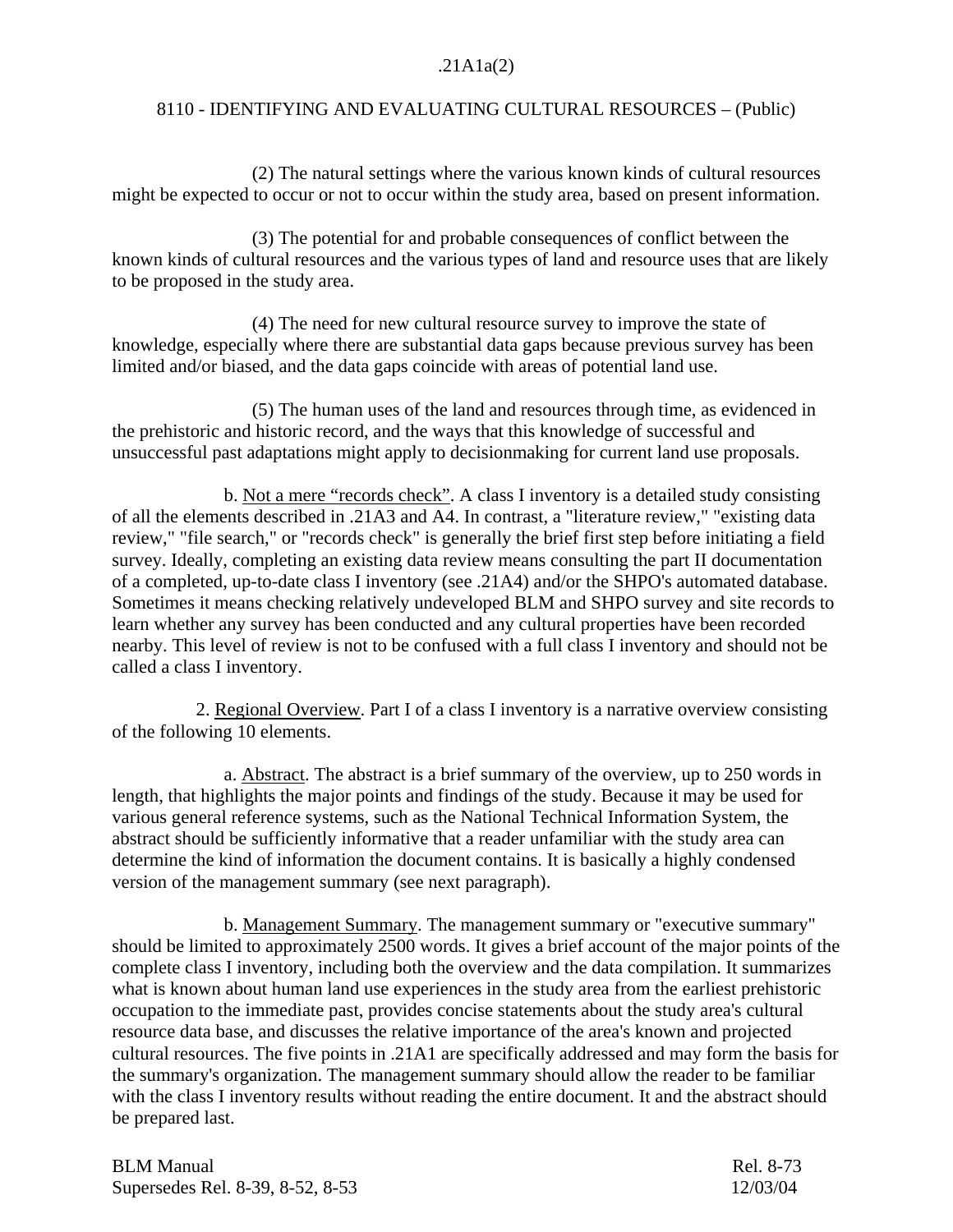(2) The natural settings where the various known kinds of cultural resources might be expected to occur or not to occur within the study area, based on present information.

(3) The potential for and probable consequences of conflict between the known kinds of cultural resources and the various types of land and resource uses that are likely to be proposed in the study area.

(4) The need for new cultural resource survey to improve the state of knowledge, especially where there are substantial data gaps because previous survey has been limited and/or biased, and the data gaps coincide with areas of potential land use.

(5) The human uses of the land and resources through time, as evidenced in the prehistoric and historic record, and the ways that this knowledge of successful and unsuccessful past adaptations might apply to decisionmaking for current land use proposals.

b. Not a mere "records check". A class I inventory is a detailed study consisting of all the elements described in .21A3 and A4. In contrast, a "literature review," "existing data review," "file search," or "records check" is generally the brief first step before initiating a field survey. Ideally, completing an existing data review means consulting the part II documentation of a completed, up-to-date class I inventory (see .21A4) and/or the SHPO's automated database. Sometimes it means checking relatively undeveloped BLM and SHPO survey and site records to learn whether any survey has been conducted and any cultural properties have been recorded nearby. This level of review is not to be confused with a full class I inventory and should not be called a class I inventory.

2. Regional Overview. Part I of a class I inventory is a narrative overview consisting of the following 10 elements.

a. Abstract. The abstract is a brief summary of the overview, up to 250 words in length, that highlights the major points and findings of the study. Because it may be used for various general reference systems, such as the National Technical Information System, the abstract should be sufficiently informative that a reader unfamiliar with the study area can determine the kind of information the document contains. It is basically a highly condensed version of the management summary (see next paragraph).

b. Management Summary. The management summary or "executive summary" should be limited to approximately 2500 words. It gives a brief account of the major points of the complete class I inventory, including both the overview and the data compilation. It summarizes what is known about human land use experiences in the study area from the earliest prehistoric occupation to the immediate past, provides concise statements about the study area's cultural resource data base, and discusses the relative importance of the area's known and projected cultural resources. The five points in .21A1 are specifically addressed and may form the basis for the summary's organization. The management summary should allow the reader to be familiar with the class I inventory results without reading the entire document. It and the abstract should be prepared last.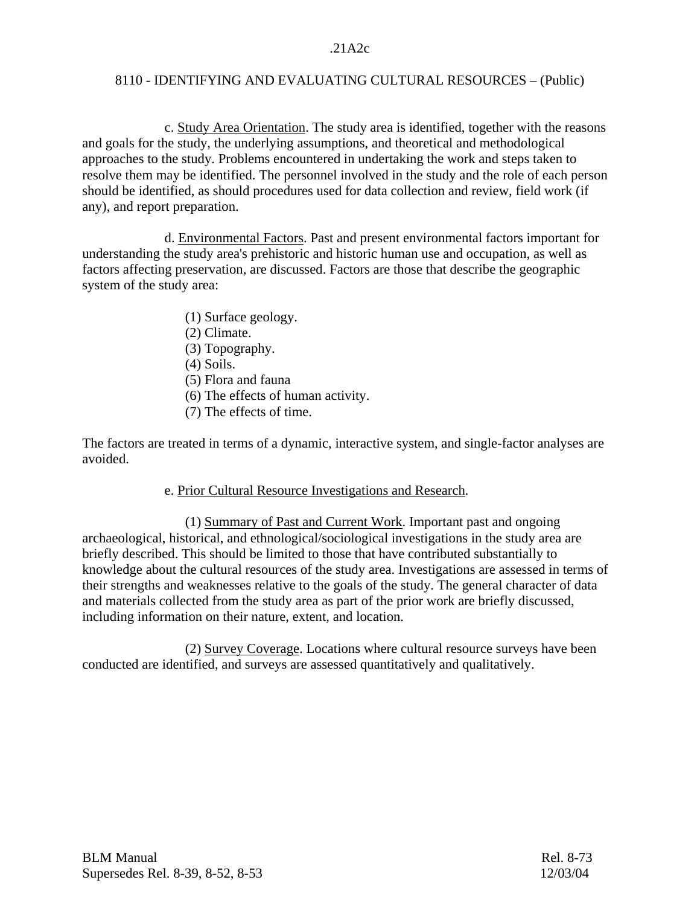c. Study Area Orientation. The study area is identified, together with the reasons and goals for the study, the underlying assumptions, and theoretical and methodological approaches to the study. Problems encountered in undertaking the work and steps taken to resolve them may be identified. The personnel involved in the study and the role of each person should be identified, as should procedures used for data collection and review, field work (if any), and report preparation.

d. Environmental Factors. Past and present environmental factors important for understanding the study area's prehistoric and historic human use and occupation, as well as factors affecting preservation, are discussed. Factors are those that describe the geographic system of the study area:

(1) Surface geology.
(2) Climate.
(3) Topography.
(4) Soils.
(5) Flora and fauna
(6) The effects of human activity.
(7) The effects of time.

The factors are treated in terms of a dynamic, interactive system, and single-factor analyses are avoided.

e. Prior Cultural Resource Investigations and Research.

(1) Summary of Past and Current Work. Important past and ongoing archaeological, historical, and ethnological/sociological investigations in the study area are briefly described. This should be limited to those that have contributed substantially to knowledge about the cultural resources of the study area. Investigations are assessed in terms of their strengths and weaknesses relative to the goals of the study. The general character of data and materials collected from the study area as part of the prior work are briefly discussed, including information on their nature, extent, and location.

(2) Survey Coverage. Locations where cultural resource surveys have been conducted are identified, and surveys are assessed quantitatively and qualitatively.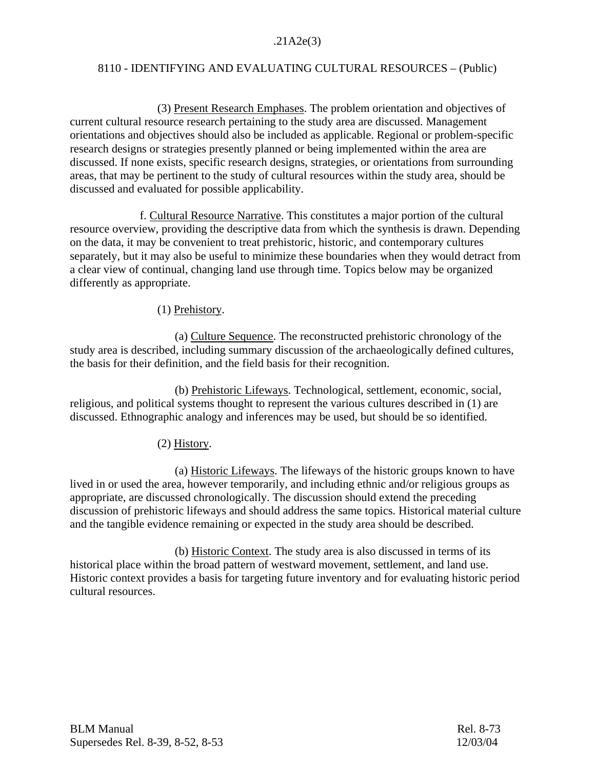(3) Present Research Emphases. The problem orientation and objectives of current cultural resource research pertaining to the study area are discussed. Management orientations and objectives should also be included as applicable. Regional or problem-specific research designs or strategies presently planned or being implemented within the area are discussed. If none exists, specific research designs, strategies, or orientations from surrounding areas, that may be pertinent to the study of cultural resources within the study area, should be discussed and evaluated for possible applicability.

f. Cultural Resource Narrative. This constitutes a major portion of the cultural resource overview, providing the descriptive data from which the synthesis is drawn. Depending on the data, it may be convenient to treat prehistoric, historic, and contemporary cultures separately, but it may also be useful to minimize these boundaries when they would detract from a clear view of continual, changing land use through time. Topics below may be organized differently as appropriate.

(1) Prehistory.

(a) Culture Sequence. The reconstructed prehistoric chronology of the study area is described, including summary discussion of the archaeologically defined cultures, the basis for their definition, and the field basis for their recognition.

(b) Prehistoric Lifeways. Technological, settlement, economic, social, religious, and political systems thought to represent the various cultures described in (1) are discussed. Ethnographic analogy and inferences may be used, but should be so identified.

(2) History.

(a) Historic Lifeways. The lifeways of the historic groups known to have lived in or used the area, however temporarily, and including ethnic and/or religious groups as appropriate, are discussed chronologically. The discussion should extend the preceding discussion of prehistoric lifeways and should address the same topics. Historical material culture and the tangible evidence remaining or expected in the study area should be described.

(b) Historic Context. The study area is also discussed in terms of its historical place within the broad pattern of westward movement, settlement, and land use. Historic context provides a basis for targeting future inventory and for evaluating historic period cultural resources.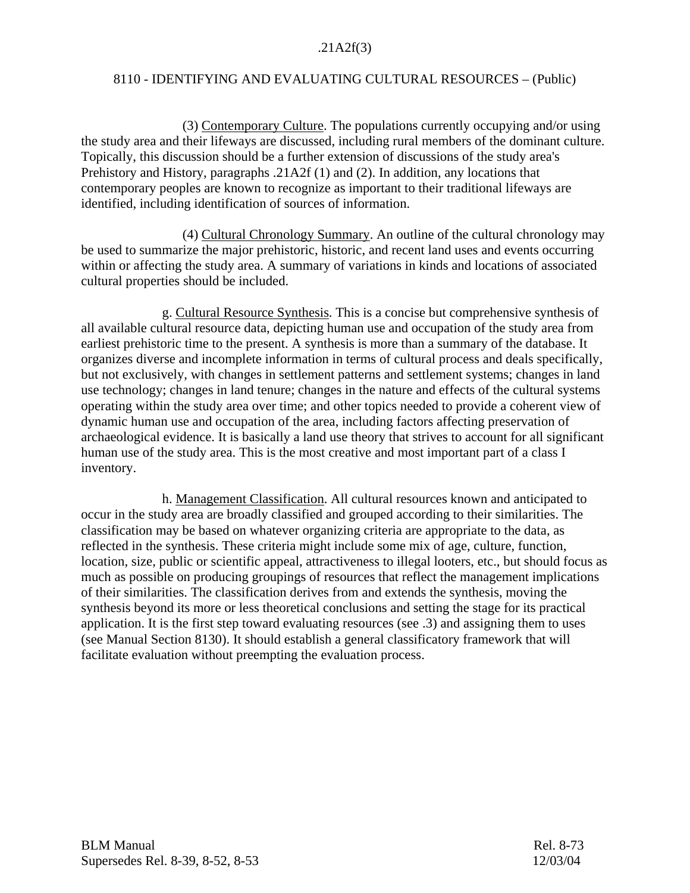(3) Contemporary Culture. The populations currently occupying and/or using the study area and their lifeways are discussed, including rural members of the dominant culture. Topically, this discussion should be a further extension of discussions of the study area's Prehistory and History, paragraphs .21A2f (1) and (2). In addition, any locations that contemporary peoples are known to recognize as important to their traditional lifeways are identified, including identification of sources of information.

(4) Cultural Chronology Summary. An outline of the cultural chronology may be used to summarize the major prehistoric, historic, and recent land uses and events occurring within or affecting the study area. A summary of variations in kinds and locations of associated cultural properties should be included.

g. Cultural Resource Synthesis. This is a concise but comprehensive synthesis of all available cultural resource data, depicting human use and occupation of the study area from earliest prehistoric time to the present. A synthesis is more than a summary of the database. It organizes diverse and incomplete information in terms of cultural process and deals specifically, but not exclusively, with changes in settlement patterns and settlement systems; changes in land use technology; changes in land tenure; changes in the nature and effects of the cultural systems operating within the study area over time; and other topics needed to provide a coherent view of dynamic human use and occupation of the area, including factors affecting preservation of archaeological evidence. It is basically a land use theory that strives to account for all significant human use of the study area. This is the most creative and most important part of a class I inventory.

h. Management Classification. All cultural resources known and anticipated to occur in the study area are broadly classified and grouped according to their similarities. The classification may be based on whatever organizing criteria are appropriate to the data, as reflected in the synthesis. These criteria might include some mix of age, culture, function, location, size, public or scientific appeal, attractiveness to illegal looters, etc., but should focus as much as possible on producing groupings of resources that reflect the management implications of their similarities. The classification derives from and extends the synthesis, moving the synthesis beyond its more or less theoretical conclusions and setting the stage for its practical application. It is the first step toward evaluating resources (see .3) and assigning them to uses (see Manual Section 8130). It should establish a general classificatory framework that will facilitate evaluation without preempting the evaluation process.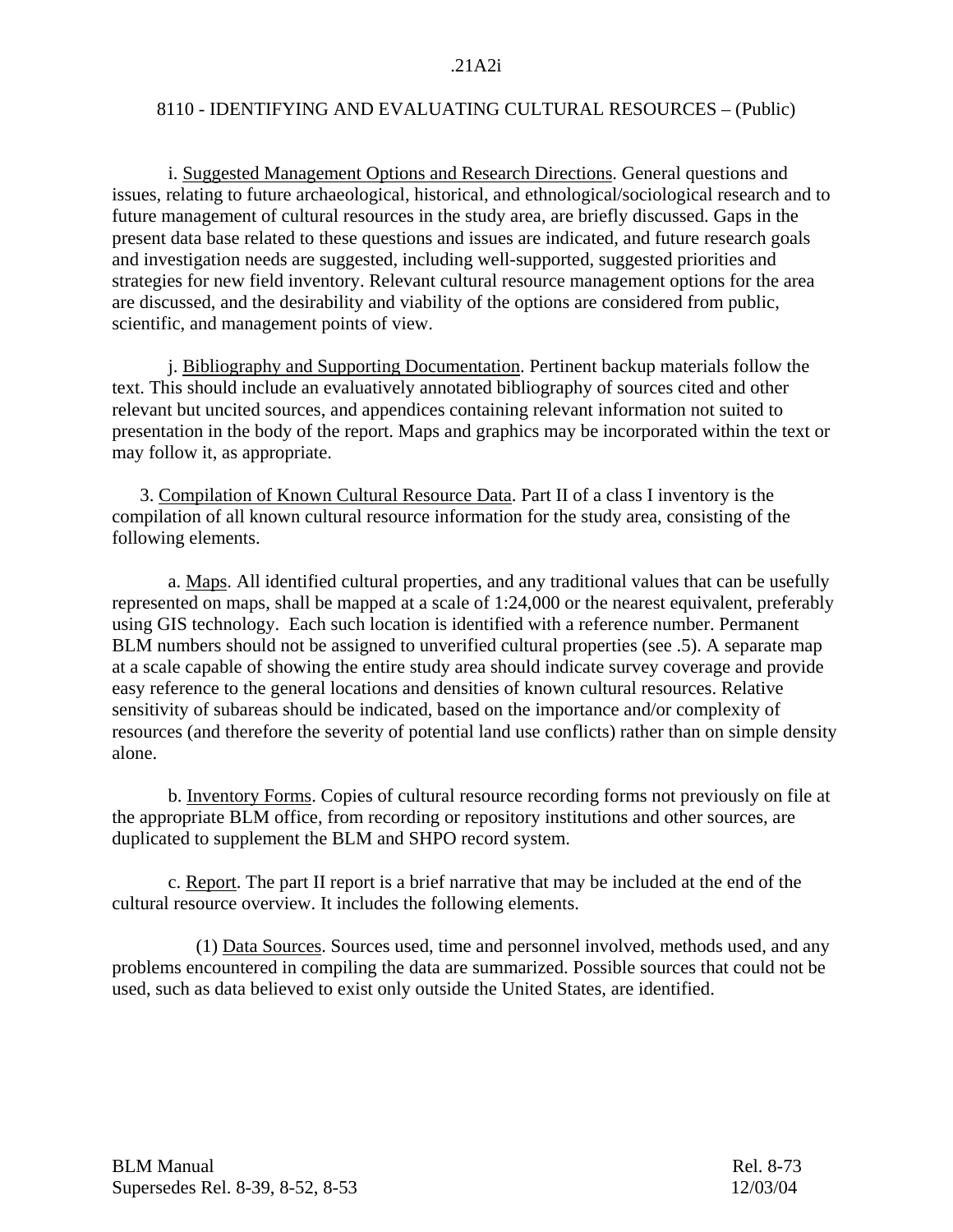i. Suggested Management Options and Research Directions. General questions and issues, relating to future archaeological, historical, and ethnological/sociological research and to future management of cultural resources in the study area, are briefly discussed. Gaps in the present data base related to these questions and issues are indicated, and future research goals and investigation needs are suggested, including well-supported, suggested priorities and strategies for new field inventory. Relevant cultural resource management options for the area are discussed, and the desirability and viability of the options are considered from public, scientific, and management points of view.

j. Bibliography and Supporting Documentation. Pertinent backup materials follow the text. This should include an evaluatively annotated bibliography of sources cited and other relevant but uncited sources, and appendices containing relevant information not suited to presentation in the body of the report. Maps and graphics may be incorporated within the text or may follow it, as appropriate.

3. Compilation of Known Cultural Resource Data. Part II of a class I inventory is the compilation of all known cultural resource information for the study area, consisting of the following elements.

a. Maps. All identified cultural properties, and any traditional values that can be usefully represented on maps, shall be mapped at a scale of 1:24,000 or the nearest equivalent, preferably using GIS technology. Each such location is identified with a reference number. Permanent BLM numbers should not be assigned to unverified cultural properties (see .5). A separate map at a scale capable of showing the entire study area should indicate survey coverage and provide easy reference to the general locations and densities of known cultural resources. Relative sensitivity of subareas should be indicated, based on the importance and/or complexity of resources (and therefore the severity of potential land use conflicts) rather than on simple density alone.

b. Inventory Forms. Copies of cultural resource recording forms not previously on file at the appropriate BLM office, from recording or repository institutions and other sources, are duplicated to supplement the BLM and SHPO record system.

c. Report. The part II report is a brief narrative that may be included at the end of the cultural resource overview. It includes the following elements.

(1) Data Sources. Sources used, time and personnel involved, methods used, and any problems encountered in compiling the data are summarized. Possible sources that could not be used, such as data believed to exist only outside the United States, are identified.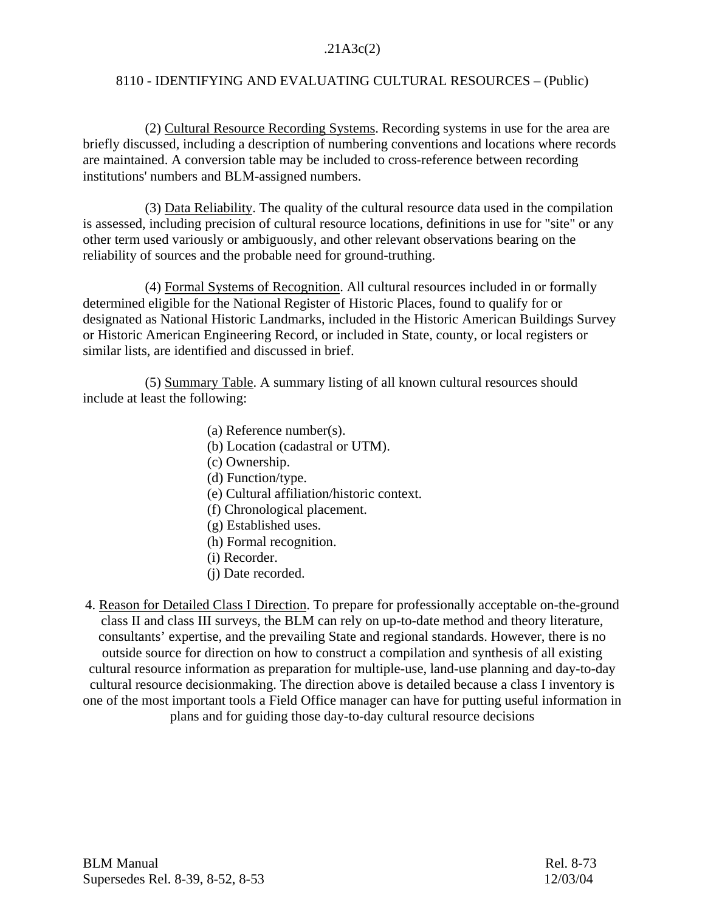(2) Cultural Resource Recording Systems. Recording systems in use for the area are briefly discussed, including a description of numbering conventions and locations where records are maintained. A conversion table may be included to cross-reference between recording institutions' numbers and BLM-assigned numbers.

(3) Data Reliability. The quality of the cultural resource data used in the compilation is assessed, including precision of cultural resource locations, definitions in use for "site" or any other term used variously or ambiguously, and other relevant observations bearing on the reliability of sources and the probable need for ground-truthing.

(4) Formal Systems of Recognition. All cultural resources included in or formally determined eligible for the National Register of Historic Places, found to qualify for or designated as National Historic Landmarks, included in the Historic American Buildings Survey or Historic American Engineering Record, or included in State, county, or local registers or similar lists, are identified and discussed in brief.

(5) Summary Table. A summary listing of all known cultural resources should include at least the following:

(a) Reference number(s).
(b) Location (cadastral or UTM).
(c) Ownership.
(d) Function/type.
(e) Cultural affiliation/historic context.
(f) Chronological placement.
(g) Established uses.
(h) Formal recognition.
(i) Recorder.
(j) Date recorded.

4. Reason for Detailed Class I Direction. To prepare for professionally acceptable on-the-ground class II and class III surveys, the BLM can rely on up-to-date method and theory literature, consultants' expertise, and the prevailing State and regional standards. However, there is no outside source for direction on how to construct a compilation and synthesis of all existing cultural resource information as preparation for multiple-use, land-use planning and day-to-day cultural resource decisionmaking. The direction above is detailed because a class I inventory is one of the most important tools a Field Office manager can have for putting useful information in plans and for guiding those day-to-day cultural resource decisions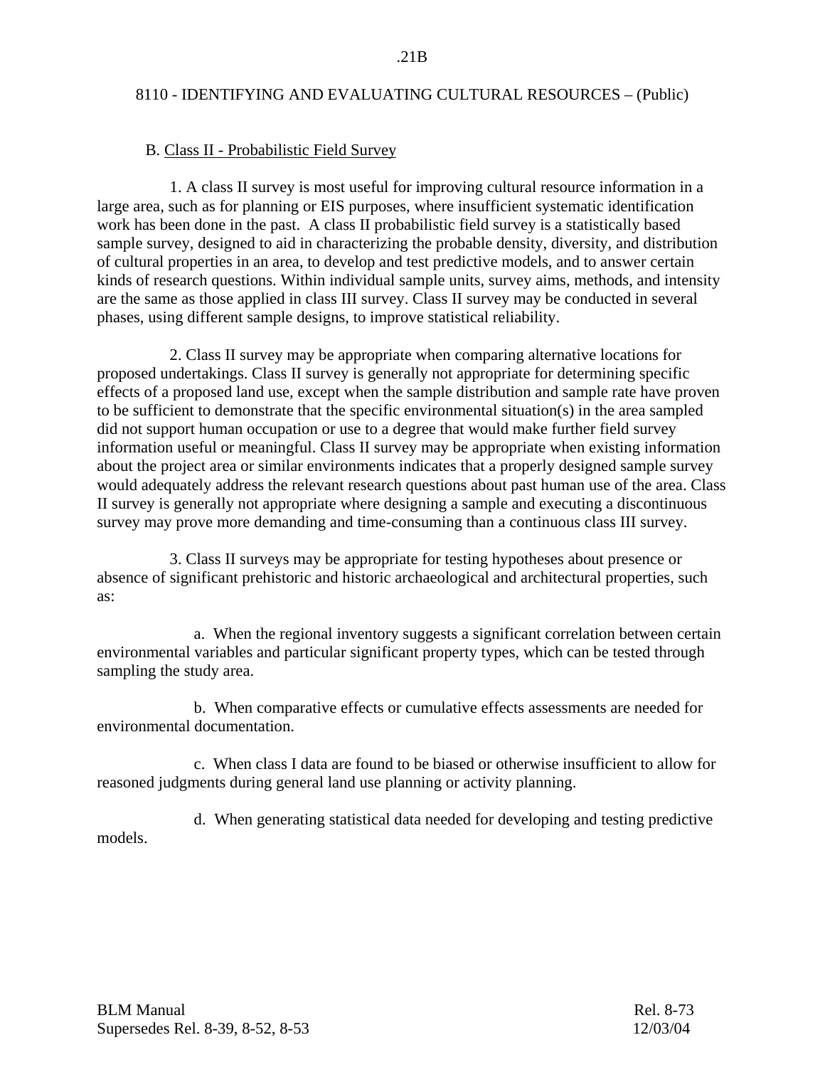B. Class II - Probabilistic Field Survey

1. A class II survey is most useful for improving cultural resource information in a large area, such as for planning or EIS purposes, where insufficient systematic identification work has been done in the past. A class II probabilistic field survey is a statistically based sample survey, designed to aid in characterizing the probable density, diversity, and distribution of cultural properties in an area, to develop and test predictive models, and to answer certain kinds of research questions. Within individual sample units, survey aims, methods, and intensity are the same as those applied in class III survey. Class II survey may be conducted in several phases, using different sample designs, to improve statistical reliability.

2. Class II survey may be appropriate when comparing alternative locations for proposed undertakings. Class II survey is generally not appropriate for determining specific effects of a proposed land use, except when the sample distribution and sample rate have proven to be sufficient to demonstrate that the specific environmental situation(s) in the area sampled did not support human occupation or use to a degree that would make further field survey information useful or meaningful. Class II survey may be appropriate when existing information about the project area or similar environments indicates that a properly designed sample survey would adequately address the relevant research questions about past human use of the area. Class II survey is generally not appropriate where designing a sample and executing a discontinuous survey may prove more demanding and time-consuming than a continuous class III survey.

3. Class II surveys may be appropriate for testing hypotheses about presence or absence of significant prehistoric and historic archaeological and architectural properties, such as:

a. When the regional inventory suggests a significant correlation between certain environmental variables and particular significant property types, which can be tested through sampling the study area.

b. When comparative effects or cumulative effects assessments are needed for environmental documentation.

c. When class I data are found to be biased or otherwise insufficient to allow for reasoned judgments during general land use planning or activity planning.

d. When generating statistical data needed for developing and testing predictive models.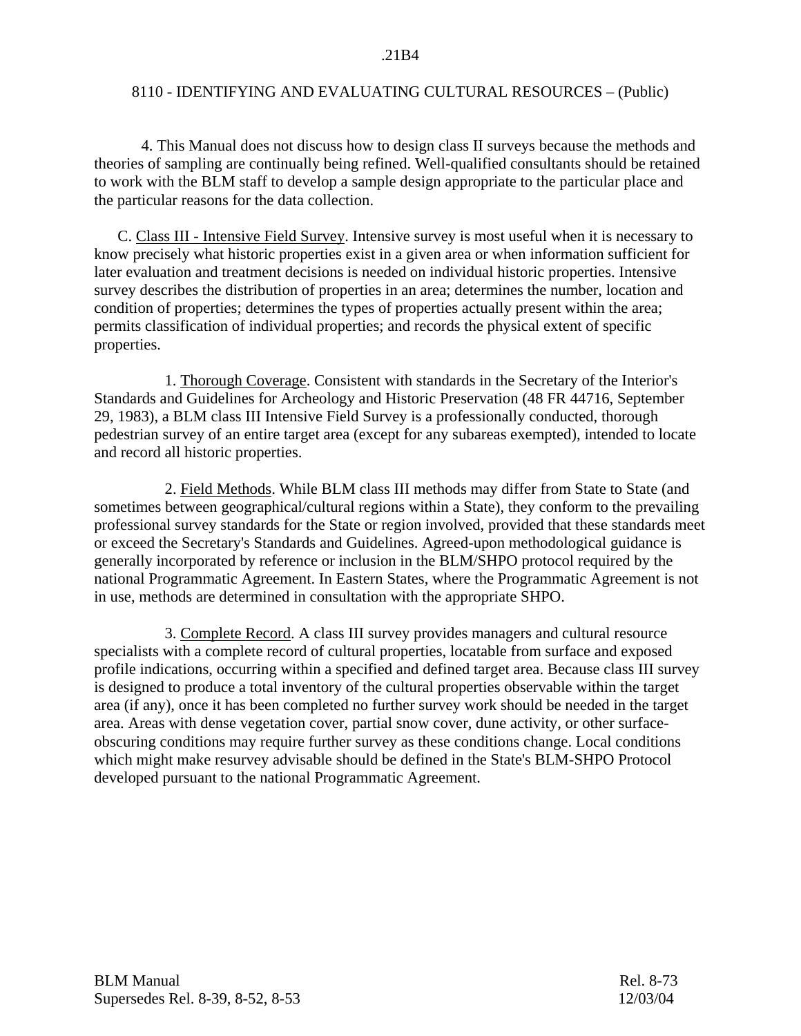4. This Manual does not discuss how to design class II surveys because the methods and theories of sampling are continually being refined. Well-qualified consultants should be retained to work with the BLM staff to develop a sample design appropriate to the particular place and the particular reasons for the data collection.

C. Class III - Intensive Field Survey. Intensive survey is most useful when it is necessary to know precisely what historic properties exist in a given area or when information sufficient for later evaluation and treatment decisions is needed on individual historic properties. Intensive survey describes the distribution of properties in an area; determines the number, location and condition of properties; determines the types of properties actually present within the area; permits classification of individual properties; and records the physical extent of specific properties.

1. Thorough Coverage. Consistent with standards in the Secretary of the Interior's Standards and Guidelines for Archeology and Historic Preservation (48 FR 44716, September 29, 1983), a BLM class III Intensive Field Survey is a professionally conducted, thorough pedestrian survey of an entire target area (except for any subareas exempted), intended to locate and record all historic properties.

2. Field Methods. While BLM class III methods may differ from State to State (and sometimes between geographical/cultural regions within a State), they conform to the prevailing professional survey standards for the State or region involved, provided that these standards meet or exceed the Secretary's Standards and Guidelines. Agreed-upon methodological guidance is generally incorporated by reference or inclusion in the BLM/SHPO protocol required by the national Programmatic Agreement. In Eastern States, where the Programmatic Agreement is not in use, methods are determined in consultation with the appropriate SHPO.

3. Complete Record. A class III survey provides managers and cultural resource specialists with a complete record of cultural properties, locatable from surface and exposed profile indications, occurring within a specified and defined target area. Because class III survey is designed to produce a total inventory of the cultural properties observable within the target area (if any), once it has been completed no further survey work should be needed in the target area. Areas with dense vegetation cover, partial snow cover, dune activity, or other surface-obscuring conditions may require further survey as these conditions change. Local conditions which might make resurvey advisable should be defined in the State's BLM-SHPO Protocol developed pursuant to the national Programmatic Agreement.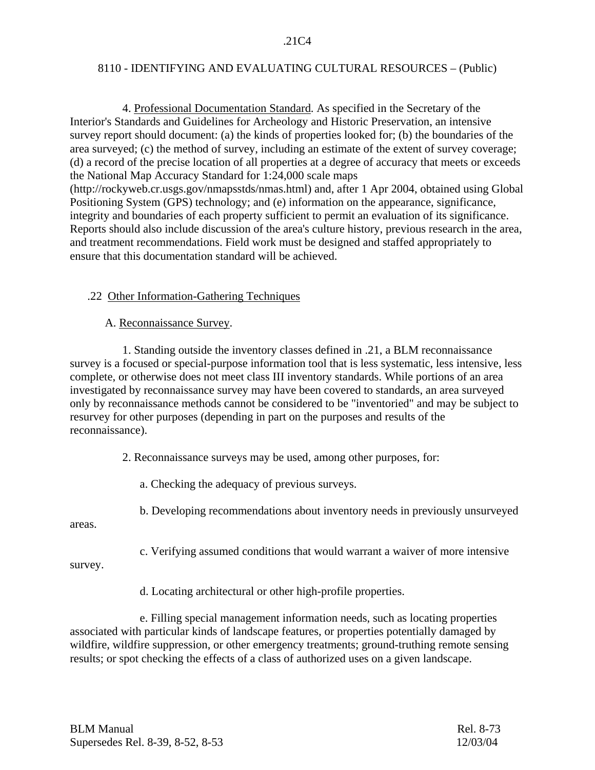4. Professional Documentation Standard. As specified in the Secretary of the Interior's Standards and Guidelines for Archeology and Historic Preservation, an intensive survey report should document: (a) the kinds of properties looked for; (b) the boundaries of the area surveyed; (c) the method of survey, including an estimate of the extent of survey coverage; (d) a record of the precise location of all properties at a degree of accuracy that meets or exceeds the National Map Accuracy Standard for 1:24,000 scale maps (http://rockyweb.cr.usgs.gov/nmapsstds/nmas.html) and, after 1 Apr 2004, obtained using Global Positioning System (GPS) technology; and (e) information on the appearance, significance, integrity and boundaries of each property sufficient to permit an evaluation of its significance. Reports should also include discussion of the area's culture history, previous research in the area, and treatment recommendations. Field work must be designed and staffed appropriately to ensure that this documentation standard will be achieved.

## .22 Other Information-Gathering Techniques

### A. Reconnaissance Survey.

1. Standing outside the inventory classes defined in .21, a BLM reconnaissance survey is a focused or special-purpose information tool that is less systematic, less intensive, less complete, or otherwise does not meet class III inventory standards. While portions of an area investigated by reconnaissance survey may have been covered to standards, an area surveyed only by reconnaissance methods cannot be considered to be "inventoried" and may be subject to resurvey for other purposes (depending in part on the purposes and results of the reconnaissance).

2. Reconnaissance surveys may be used, among other purposes, for:

a. Checking the adequacy of previous surveys.

b. Developing recommendations about inventory needs in previously unsurveyed areas.

c. Verifying assumed conditions that would warrant a waiver of more intensive survey.

d. Locating architectural or other high-profile properties.

e. Filling special management information needs, such as locating properties associated with particular kinds of landscape features, or properties potentially damaged by wildfire, wildfire suppression, or other emergency treatments; ground-truthing remote sensing results; or spot checking the effects of a class of authorized uses on a given landscape.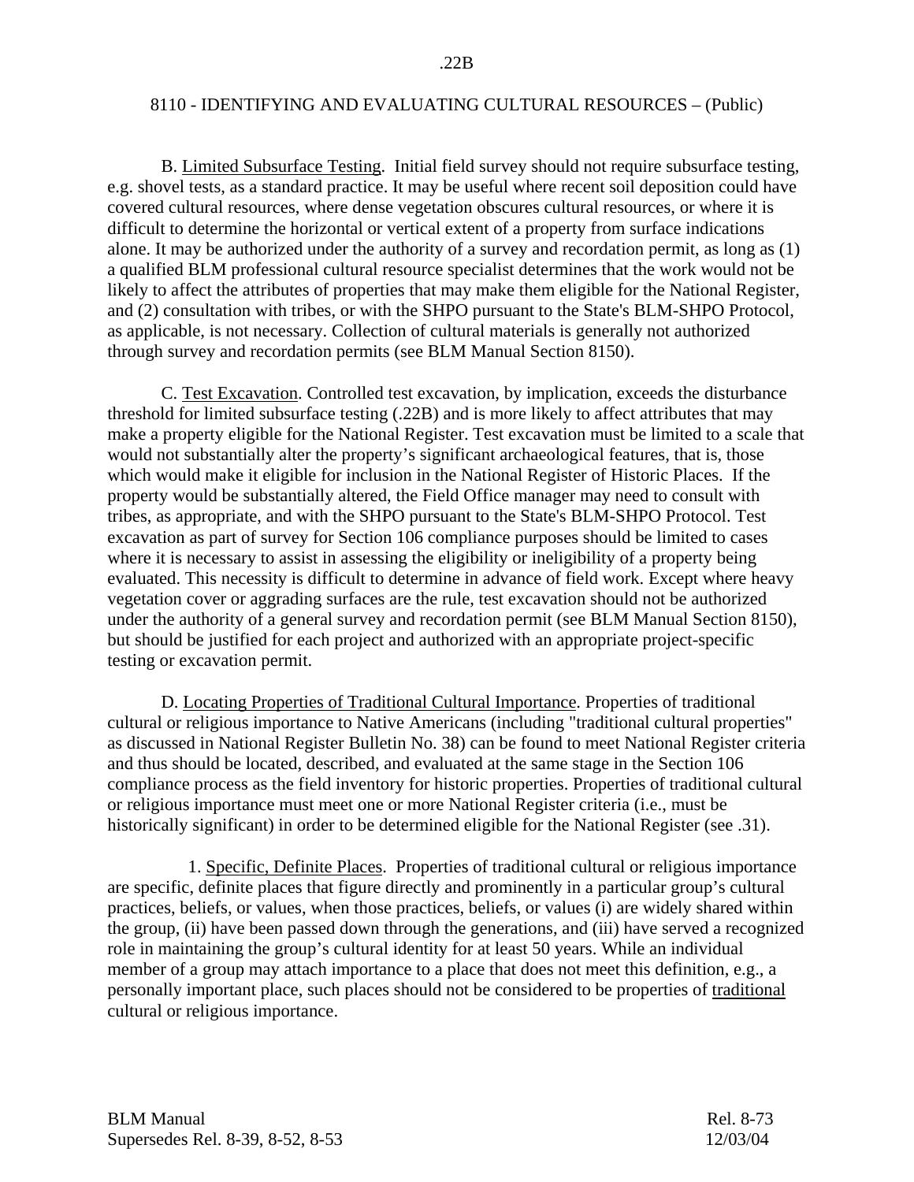B. Limited Subsurface Testing. Initial field survey should not require subsurface testing, e.g. shovel tests, as a standard practice. It may be useful where recent soil deposition could have covered cultural resources, where dense vegetation obscures cultural resources, or where it is difficult to determine the horizontal or vertical extent of a property from surface indications alone. It may be authorized under the authority of a survey and recordation permit, as long as (1) a qualified BLM professional cultural resource specialist determines that the work would not be likely to affect the attributes of properties that may make them eligible for the National Register, and (2) consultation with tribes, or with the SHPO pursuant to the State's BLM-SHPO Protocol, as applicable, is not necessary. Collection of cultural materials is generally not authorized through survey and recordation permits (see BLM Manual Section 8150).

C. Test Excavation. Controlled test excavation, by implication, exceeds the disturbance threshold for limited subsurface testing (.22B) and is more likely to affect attributes that may make a property eligible for the National Register. Test excavation must be limited to a scale that would not substantially alter the property's significant archaeological features, that is, those which would make it eligible for inclusion in the National Register of Historic Places. If the property would be substantially altered, the Field Office manager may need to consult with tribes, as appropriate, and with the SHPO pursuant to the State's BLM-SHPO Protocol. Test excavation as part of survey for Section 106 compliance purposes should be limited to cases where it is necessary to assist in assessing the eligibility or ineligibility of a property being evaluated. This necessity is difficult to determine in advance of field work. Except where heavy vegetation cover or aggrading surfaces are the rule, test excavation should not be authorized under the authority of a general survey and recordation permit (see BLM Manual Section 8150), but should be justified for each project and authorized with an appropriate project-specific testing or excavation permit.

D. Locating Properties of Traditional Cultural Importance. Properties of traditional cultural or religious importance to Native Americans (including "traditional cultural properties" as discussed in National Register Bulletin No. 38) can be found to meet National Register criteria and thus should be located, described, and evaluated at the same stage in the Section 106 compliance process as the field inventory for historic properties. Properties of traditional cultural or religious importance must meet one or more National Register criteria (i.e., must be historically significant) in order to be determined eligible for the National Register (see .31).

1. Specific, Definite Places. Properties of traditional cultural or religious importance are specific, definite places that figure directly and prominently in a particular group's cultural practices, beliefs, or values, when those practices, beliefs, or values (i) are widely shared within the group, (ii) have been passed down through the generations, and (iii) have served a recognized role in maintaining the group's cultural identity for at least 50 years. While an individual member of a group may attach importance to a place that does not meet this definition, e.g., a personally important place, such places should not be considered to be properties of traditional cultural or religious importance.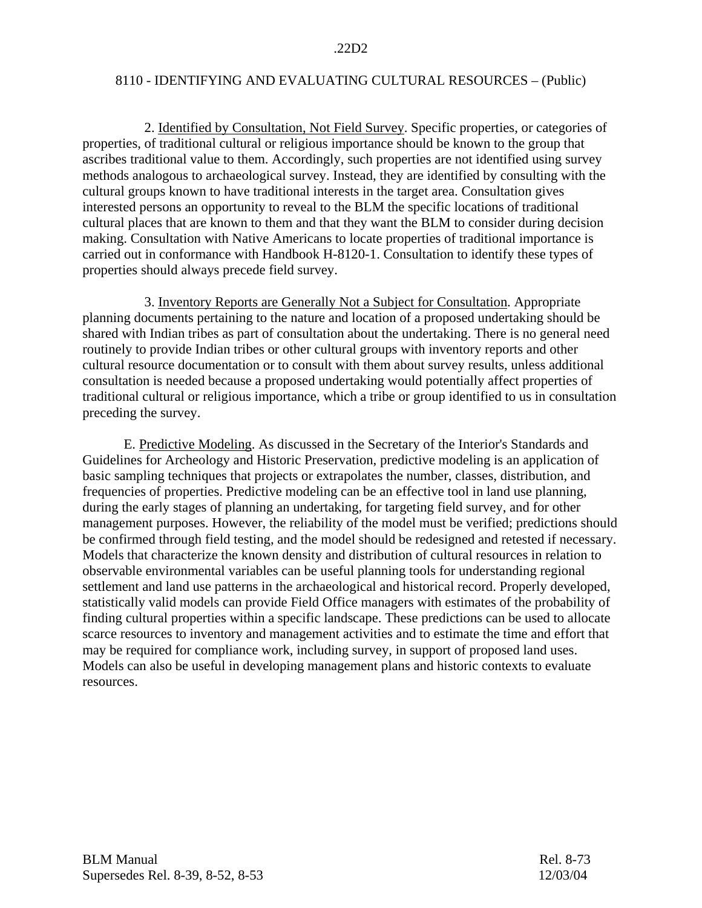2. Identified by Consultation, Not Field Survey. Specific properties, or categories of properties, of traditional cultural or religious importance should be known to the group that ascribes traditional value to them. Accordingly, such properties are not identified using survey methods analogous to archaeological survey. Instead, they are identified by consulting with the cultural groups known to have traditional interests in the target area. Consultation gives interested persons an opportunity to reveal to the BLM the specific locations of traditional cultural places that are known to them and that they want the BLM to consider during decision making. Consultation with Native Americans to locate properties of traditional importance is carried out in conformance with Handbook H-8120-1. Consultation to identify these types of properties should always precede field survey.

3. Inventory Reports are Generally Not a Subject for Consultation. Appropriate planning documents pertaining to the nature and location of a proposed undertaking should be shared with Indian tribes as part of consultation about the undertaking. There is no general need routinely to provide Indian tribes or other cultural groups with inventory reports and other cultural resource documentation or to consult with them about survey results, unless additional consultation is needed because a proposed undertaking would potentially affect properties of traditional cultural or religious importance, which a tribe or group identified to us in consultation preceding the survey.

E. Predictive Modeling. As discussed in the Secretary of the Interior's Standards and Guidelines for Archeology and Historic Preservation, predictive modeling is an application of basic sampling techniques that projects or extrapolates the number, classes, distribution, and frequencies of properties. Predictive modeling can be an effective tool in land use planning, during the early stages of planning an undertaking, for targeting field survey, and for other management purposes. However, the reliability of the model must be verified; predictions should be confirmed through field testing, and the model should be redesigned and retested if necessary. Models that characterize the known density and distribution of cultural resources in relation to observable environmental variables can be useful planning tools for understanding regional settlement and land use patterns in the archaeological and historical record. Properly developed, statistically valid models can provide Field Office managers with estimates of the probability of finding cultural properties within a specific landscape. These predictions can be used to allocate scarce resources to inventory and management activities and to estimate the time and effort that may be required for compliance work, including survey, in support of proposed land uses. Models can also be useful in developing management plans and historic contexts to evaluate resources.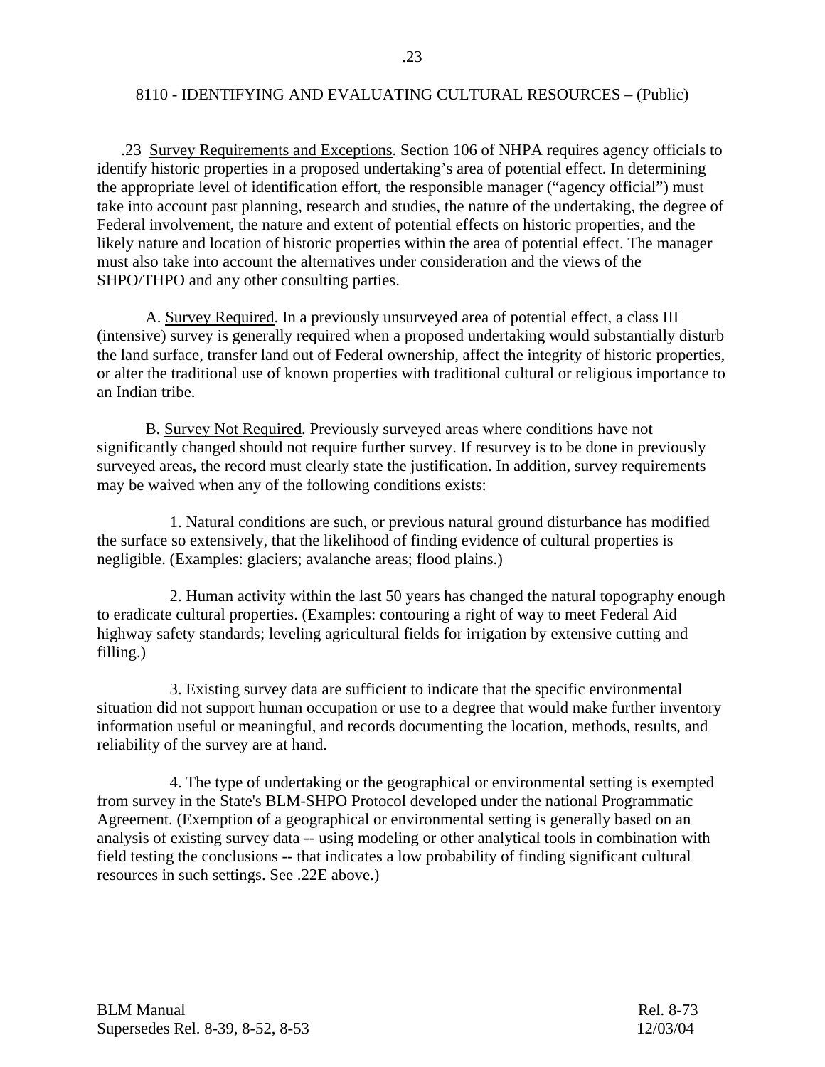.23 Survey Requirements and Exceptions. Section 106 of NHPA requires agency officials to identify historic properties in a proposed undertaking's area of potential effect. In determining the appropriate level of identification effort, the responsible manager ("agency official") must take into account past planning, research and studies, the nature of the undertaking, the degree of Federal involvement, the nature and extent of potential effects on historic properties, and the likely nature and location of historic properties within the area of potential effect. The manager must also take into account the alternatives under consideration and the views of the SHPO/THPO and any other consulting parties.

A. Survey Required. In a previously unsurveyed area of potential effect, a class III (intensive) survey is generally required when a proposed undertaking would substantially disturb the land surface, transfer land out of Federal ownership, affect the integrity of historic properties, or alter the traditional use of known properties with traditional cultural or religious importance to an Indian tribe.

B. Survey Not Required. Previously surveyed areas where conditions have not significantly changed should not require further survey. If resurvey is to be done in previously surveyed areas, the record must clearly state the justification. In addition, survey requirements may be waived when any of the following conditions exists:

1. Natural conditions are such, or previous natural ground disturbance has modified the surface so extensively, that the likelihood of finding evidence of cultural properties is negligible. (Examples: glaciers; avalanche areas; flood plains.)

2. Human activity within the last 50 years has changed the natural topography enough to eradicate cultural properties. (Examples: contouring a right of way to meet Federal Aid highway safety standards; leveling agricultural fields for irrigation by extensive cutting and filling.)

3. Existing survey data are sufficient to indicate that the specific environmental situation did not support human occupation or use to a degree that would make further inventory information useful or meaningful, and records documenting the location, methods, results, and reliability of the survey are at hand.

4. The type of undertaking or the geographical or environmental setting is exempted from survey in the State's BLM-SHPO Protocol developed under the national Programmatic Agreement. (Exemption of a geographical or environmental setting is generally based on an analysis of existing survey data -- using modeling or other analytical tools in combination with field testing the conclusions -- that indicates a low probability of finding significant cultural resources in such settings. See .22E above.)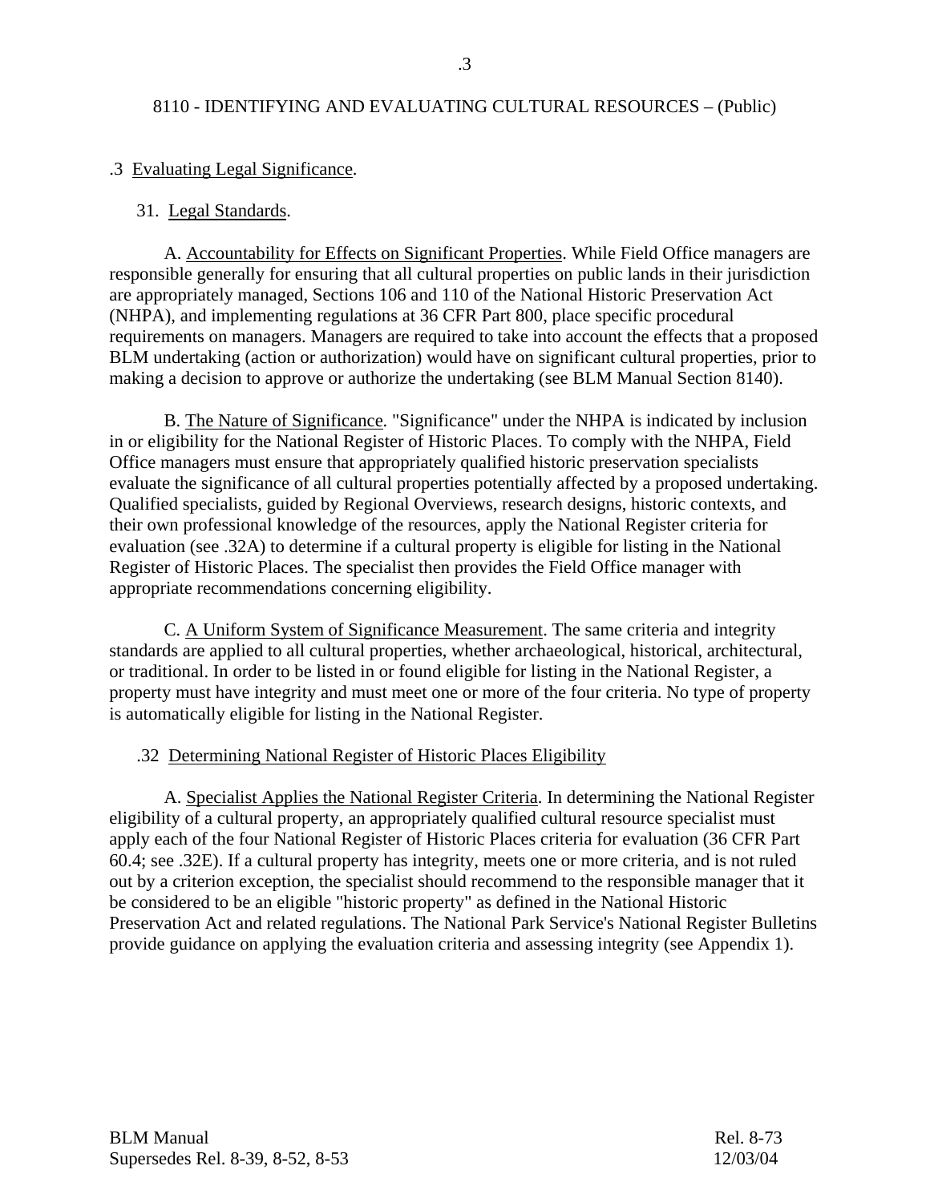## .3 Evaluating Legal Significance.

### 31. Legal Standards.

A. Accountability for Effects on Significant Properties. While Field Office managers are responsible generally for ensuring that all cultural properties on public lands in their jurisdiction are appropriately managed, Sections 106 and 110 of the National Historic Preservation Act (NHPA), and implementing regulations at 36 CFR Part 800, place specific procedural requirements on managers. Managers are required to take into account the effects that a proposed BLM undertaking (action or authorization) would have on significant cultural properties, prior to making a decision to approve or authorize the undertaking (see BLM Manual Section 8140).

B. The Nature of Significance. "Significance" under the NHPA is indicated by inclusion in or eligibility for the National Register of Historic Places. To comply with the NHPA, Field Office managers must ensure that appropriately qualified historic preservation specialists evaluate the significance of all cultural properties potentially affected by a proposed undertaking. Qualified specialists, guided by Regional Overviews, research designs, historic contexts, and their own professional knowledge of the resources, apply the National Register criteria for evaluation (see .32A) to determine if a cultural property is eligible for listing in the National Register of Historic Places. The specialist then provides the Field Office manager with appropriate recommendations concerning eligibility.

C. A Uniform System of Significance Measurement. The same criteria and integrity standards are applied to all cultural properties, whether archaeological, historical, architectural, or traditional. In order to be listed in or found eligible for listing in the National Register, a property must have integrity and must meet one or more of the four criteria. No type of property is automatically eligible for listing in the National Register.

### .32 Determining National Register of Historic Places Eligibility

A. Specialist Applies the National Register Criteria. In determining the National Register eligibility of a cultural property, an appropriately qualified cultural resource specialist must apply each of the four National Register of Historic Places criteria for evaluation (36 CFR Part 60.4; see .32E). If a cultural property has integrity, meets one or more criteria, and is not ruled out by a criterion exception, the specialist should recommend to the responsible manager that it be considered to be an eligible "historic property" as defined in the National Historic Preservation Act and related regulations. The National Park Service's National Register Bulletins provide guidance on applying the evaluation criteria and assessing integrity (see Appendix 1).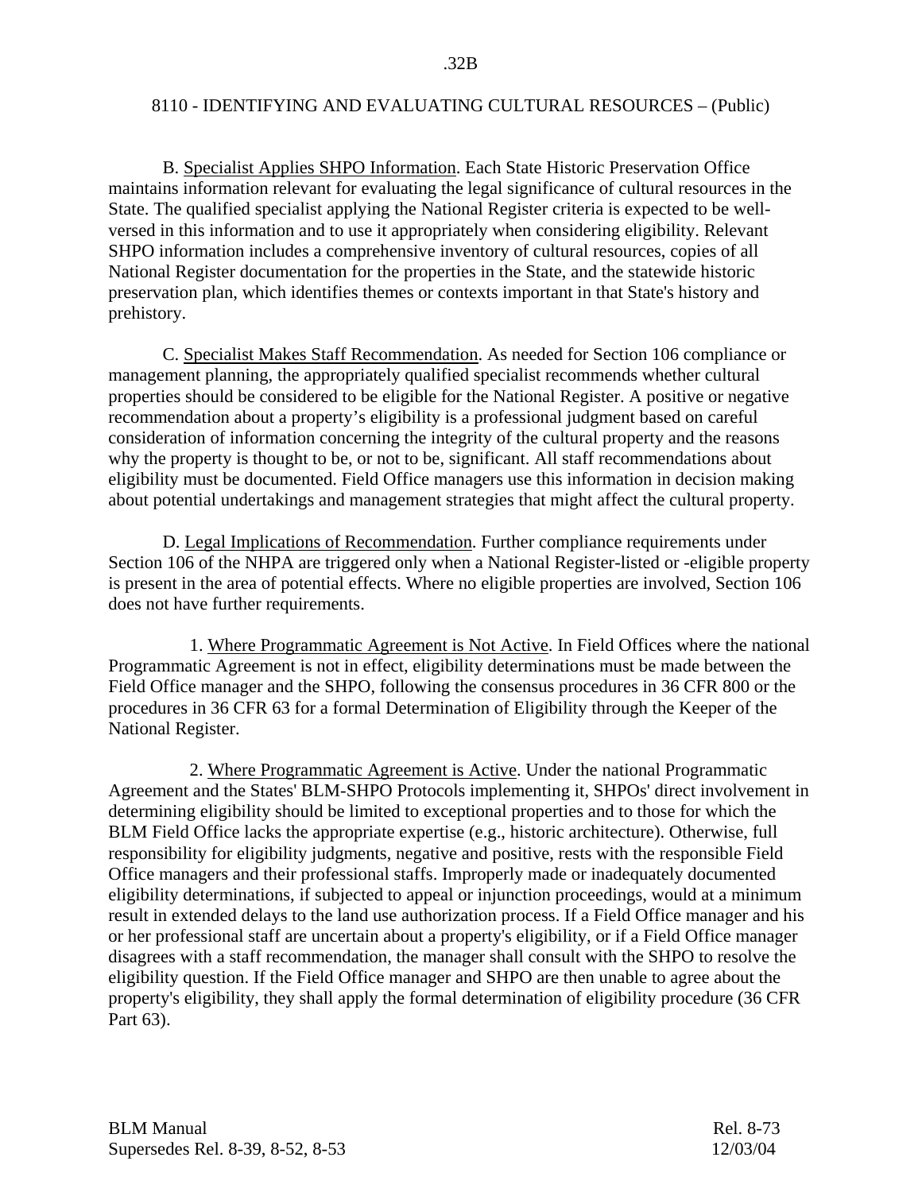B. Specialist Applies SHPO Information. Each State Historic Preservation Office maintains information relevant for evaluating the legal significance of cultural resources in the State. The qualified specialist applying the National Register criteria is expected to be well-versed in this information and to use it appropriately when considering eligibility. Relevant SHPO information includes a comprehensive inventory of cultural resources, copies of all National Register documentation for the properties in the State, and the statewide historic preservation plan, which identifies themes or contexts important in that State's history and prehistory.

C. Specialist Makes Staff Recommendation. As needed for Section 106 compliance or management planning, the appropriately qualified specialist recommends whether cultural properties should be considered to be eligible for the National Register. A positive or negative recommendation about a property's eligibility is a professional judgment based on careful consideration of information concerning the integrity of the cultural property and the reasons why the property is thought to be, or not to be, significant. All staff recommendations about eligibility must be documented. Field Office managers use this information in decision making about potential undertakings and management strategies that might affect the cultural property.

D. Legal Implications of Recommendation. Further compliance requirements under Section 106 of the NHPA are triggered only when a National Register-listed or -eligible property is present in the area of potential effects. Where no eligible properties are involved, Section 106 does not have further requirements.

1. Where Programmatic Agreement is Not Active. In Field Offices where the national Programmatic Agreement is not in effect, eligibility determinations must be made between the Field Office manager and the SHPO, following the consensus procedures in 36 CFR 800 or the procedures in 36 CFR 63 for a formal Determination of Eligibility through the Keeper of the National Register.

2. Where Programmatic Agreement is Active. Under the national Programmatic Agreement and the States' BLM-SHPO Protocols implementing it, SHPOs' direct involvement in determining eligibility should be limited to exceptional properties and to those for which the BLM Field Office lacks the appropriate expertise (e.g., historic architecture). Otherwise, full responsibility for eligibility judgments, negative and positive, rests with the responsible Field Office managers and their professional staffs. Improperly made or inadequately documented eligibility determinations, if subjected to appeal or injunction proceedings, would at a minimum result in extended delays to the land use authorization process. If a Field Office manager and his or her professional staff are uncertain about a property's eligibility, or if a Field Office manager disagrees with a staff recommendation, the manager shall consult with the SHPO to resolve the eligibility question. If the Field Office manager and SHPO are then unable to agree about the property's eligibility, they shall apply the formal determination of eligibility procedure (36 CFR Part 63).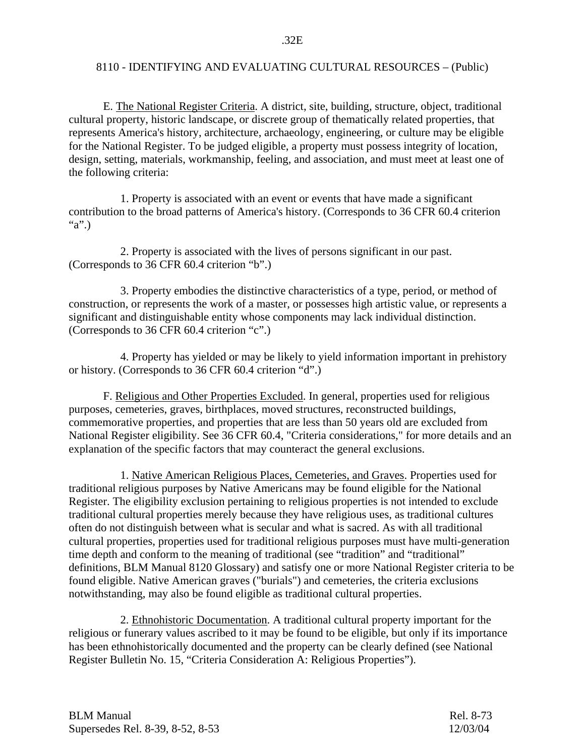E. The National Register Criteria. A district, site, building, structure, object, traditional cultural property, historic landscape, or discrete group of thematically related properties, that represents America's history, architecture, archaeology, engineering, or culture may be eligible for the National Register. To be judged eligible, a property must possess integrity of location, design, setting, materials, workmanship, feeling, and association, and must meet at least one of the following criteria:

1. Property is associated with an event or events that have made a significant contribution to the broad patterns of America's history. (Corresponds to 36 CFR 60.4 criterion "a".)

2. Property is associated with the lives of persons significant in our past. (Corresponds to 36 CFR 60.4 criterion "b".)

3. Property embodies the distinctive characteristics of a type, period, or method of construction, or represents the work of a master, or possesses high artistic value, or represents a significant and distinguishable entity whose components may lack individual distinction. (Corresponds to 36 CFR 60.4 criterion "c".)

4. Property has yielded or may be likely to yield information important in prehistory or history. (Corresponds to 36 CFR 60.4 criterion "d".)

F. Religious and Other Properties Excluded. In general, properties used for religious purposes, cemeteries, graves, birthplaces, moved structures, reconstructed buildings, commemorative properties, and properties that are less than 50 years old are excluded from National Register eligibility. See 36 CFR 60.4, "Criteria considerations," for more details and an explanation of the specific factors that may counteract the general exclusions.

1. Native American Religious Places, Cemeteries, and Graves. Properties used for traditional religious purposes by Native Americans may be found eligible for the National Register. The eligibility exclusion pertaining to religious properties is not intended to exclude traditional cultural properties merely because they have religious uses, as traditional cultures often do not distinguish between what is secular and what is sacred. As with all traditional cultural properties, properties used for traditional religious purposes must have multi-generation time depth and conform to the meaning of traditional (see "tradition" and "traditional" definitions, BLM Manual 8120 Glossary) and satisfy one or more National Register criteria to be found eligible. Native American graves ("burials") and cemeteries, the criteria exclusions notwithstanding, may also be found eligible as traditional cultural properties.

2. Ethnohistoric Documentation. A traditional cultural property important for the religious or funerary values ascribed to it may be found to be eligible, but only if its importance has been ethnohistorically documented and the property can be clearly defined (see National Register Bulletin No. 15, "Criteria Consideration A: Religious Properties").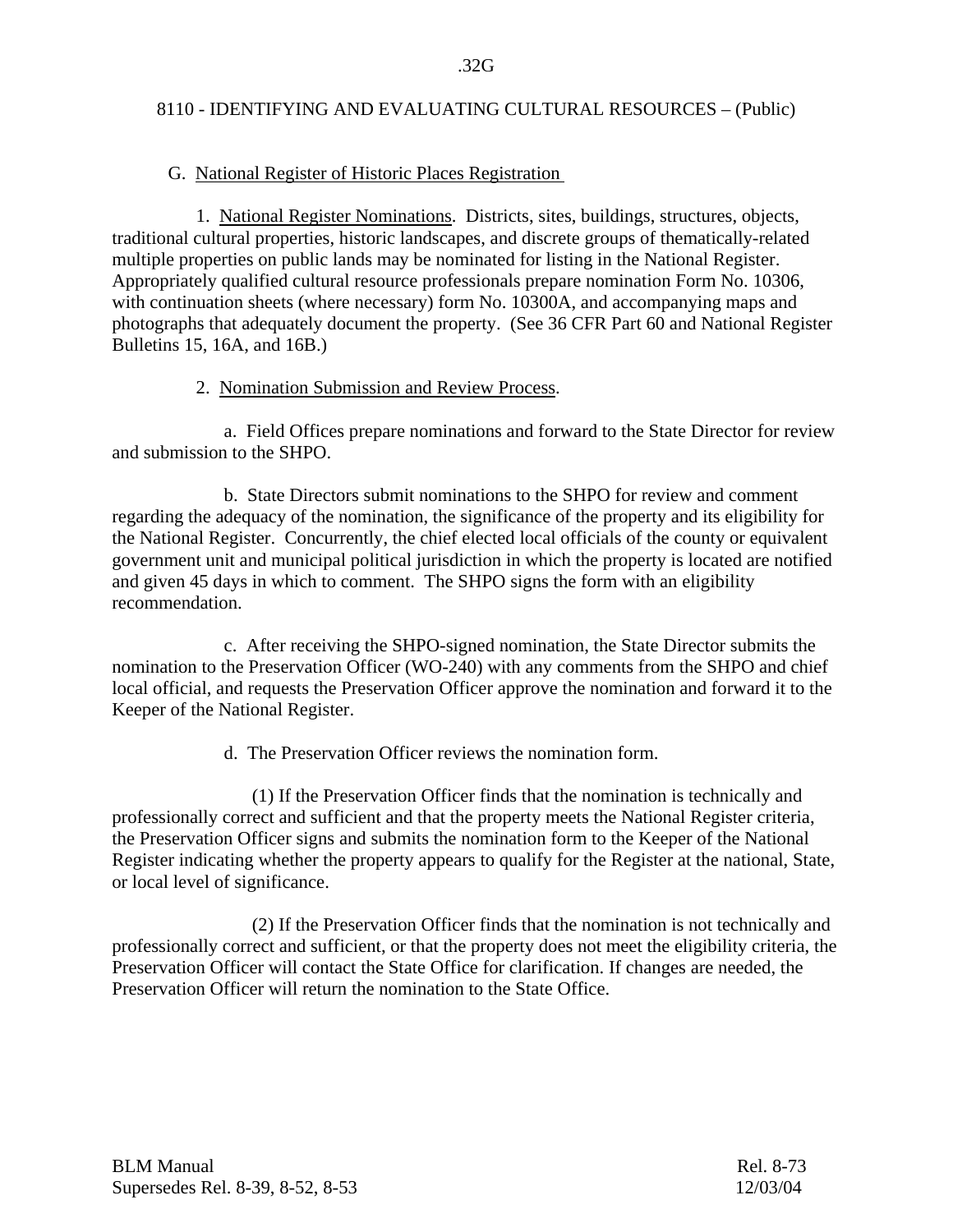G. National Register of Historic Places Registration

1. National Register Nominations. Districts, sites, buildings, structures, objects, traditional cultural properties, historic landscapes, and discrete groups of thematically-related multiple properties on public lands may be nominated for listing in the National Register. Appropriately qualified cultural resource professionals prepare nomination Form No. 10306, with continuation sheets (where necessary) form No. 10300A, and accompanying maps and photographs that adequately document the property. (See 36 CFR Part 60 and National Register Bulletins 15, 16A, and 16B.)

2. Nomination Submission and Review Process.

a. Field Offices prepare nominations and forward to the State Director for review and submission to the SHPO.

b. State Directors submit nominations to the SHPO for review and comment regarding the adequacy of the nomination, the significance of the property and its eligibility for the National Register. Concurrently, the chief elected local officials of the county or equivalent government unit and municipal political jurisdiction in which the property is located are notified and given 45 days in which to comment. The SHPO signs the form with an eligibility recommendation.

c. After receiving the SHPO-signed nomination, the State Director submits the nomination to the Preservation Officer (WO-240) with any comments from the SHPO and chief local official, and requests the Preservation Officer approve the nomination and forward it to the Keeper of the National Register.

d. The Preservation Officer reviews the nomination form.

(1) If the Preservation Officer finds that the nomination is technically and professionally correct and sufficient and that the property meets the National Register criteria, the Preservation Officer signs and submits the nomination form to the Keeper of the National Register indicating whether the property appears to qualify for the Register at the national, State, or local level of significance.

(2) If the Preservation Officer finds that the nomination is not technically and professionally correct and sufficient, or that the property does not meet the eligibility criteria, the Preservation Officer will contact the State Office for clarification. If changes are needed, the Preservation Officer will return the nomination to the State Office.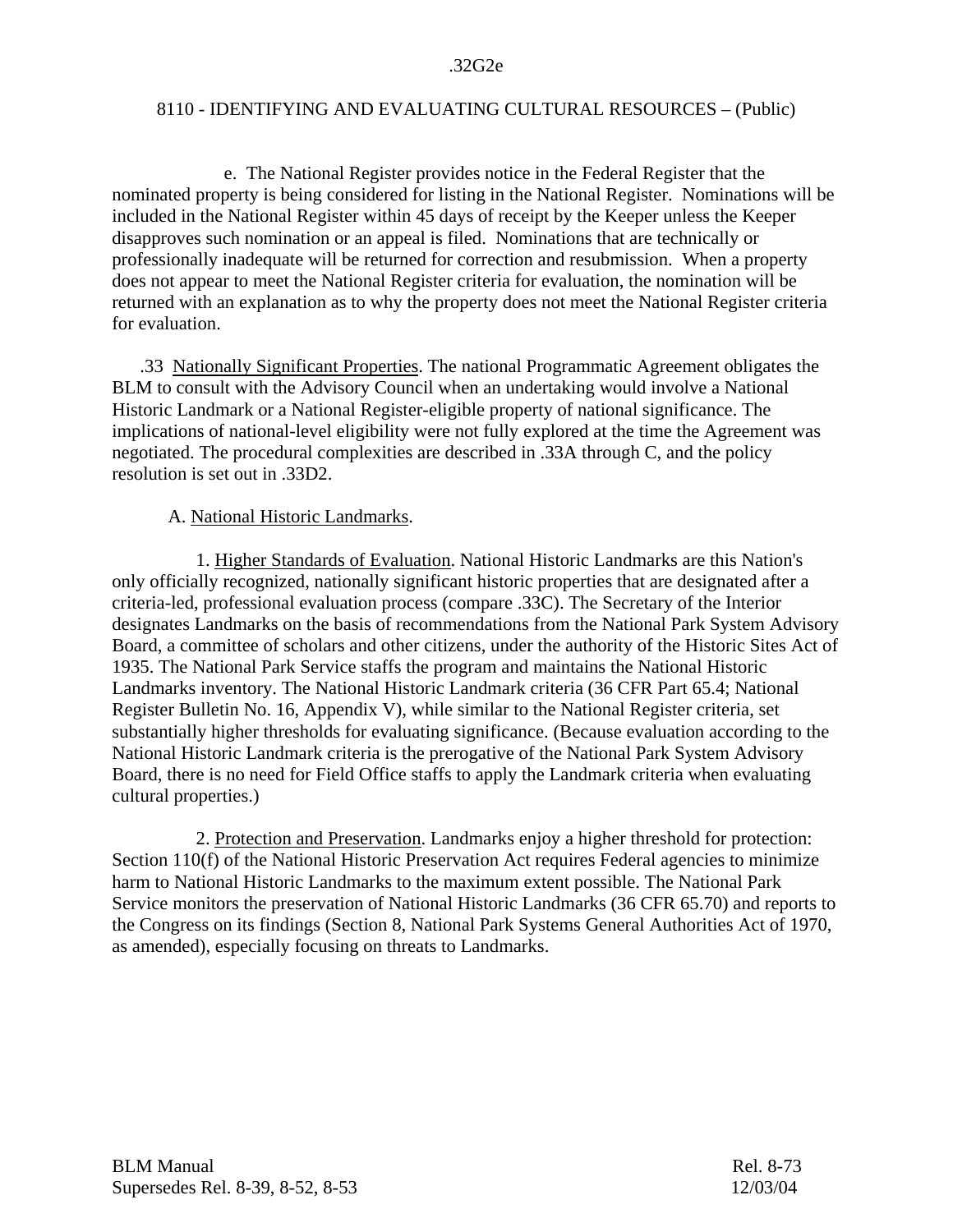e. The National Register provides notice in the Federal Register that the nominated property is being considered for listing in the National Register. Nominations will be included in the National Register within 45 days of receipt by the Keeper unless the Keeper disapproves such nomination or an appeal is filed. Nominations that are technically or professionally inadequate will be returned for correction and resubmission. When a property does not appear to meet the National Register criteria for evaluation, the nomination will be returned with an explanation as to why the property does not meet the National Register criteria for evaluation.

.33 Nationally Significant Properties. The national Programmatic Agreement obligates the BLM to consult with the Advisory Council when an undertaking would involve a National Historic Landmark or a National Register-eligible property of national significance. The implications of national-level eligibility were not fully explored at the time the Agreement was negotiated. The procedural complexities are described in .33A through C, and the policy resolution is set out in .33D2.

A. National Historic Landmarks.

1. Higher Standards of Evaluation. National Historic Landmarks are this Nation's only officially recognized, nationally significant historic properties that are designated after a criteria-led, professional evaluation process (compare .33C). The Secretary of the Interior designates Landmarks on the basis of recommendations from the National Park System Advisory Board, a committee of scholars and other citizens, under the authority of the Historic Sites Act of 1935. The National Park Service staffs the program and maintains the National Historic Landmarks inventory. The National Historic Landmark criteria (36 CFR Part 65.4; National Register Bulletin No. 16, Appendix V), while similar to the National Register criteria, set substantially higher thresholds for evaluating significance. (Because evaluation according to the National Historic Landmark criteria is the prerogative of the National Park System Advisory Board, there is no need for Field Office staffs to apply the Landmark criteria when evaluating cultural properties.)

2. Protection and Preservation. Landmarks enjoy a higher threshold for protection: Section 110(f) of the National Historic Preservation Act requires Federal agencies to minimize harm to National Historic Landmarks to the maximum extent possible. The National Park Service monitors the preservation of National Historic Landmarks (36 CFR 65.70) and reports to the Congress on its findings (Section 8, National Park Systems General Authorities Act of 1970, as amended), especially focusing on threats to Landmarks.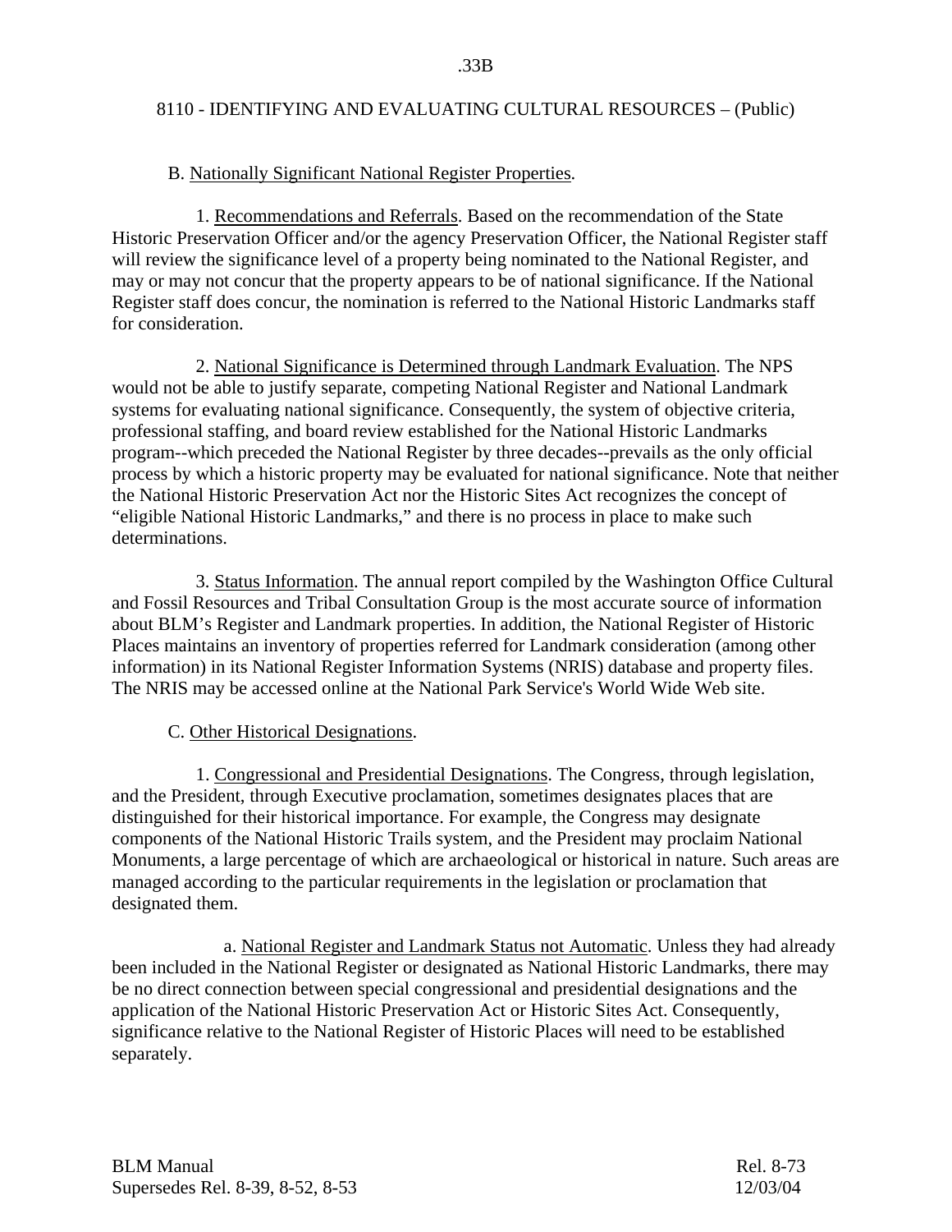B. Nationally Significant National Register Properties.

1. Recommendations and Referrals. Based on the recommendation of the State Historic Preservation Officer and/or the agency Preservation Officer, the National Register staff will review the significance level of a property being nominated to the National Register, and may or may not concur that the property appears to be of national significance. If the National Register staff does concur, the nomination is referred to the National Historic Landmarks staff for consideration.

2. National Significance is Determined through Landmark Evaluation. The NPS would not be able to justify separate, competing National Register and National Landmark systems for evaluating national significance. Consequently, the system of objective criteria, professional staffing, and board review established for the National Historic Landmarks program--which preceded the National Register by three decades--prevails as the only official process by which a historic property may be evaluated for national significance. Note that neither the National Historic Preservation Act nor the Historic Sites Act recognizes the concept of "eligible National Historic Landmarks," and there is no process in place to make such determinations.

3. Status Information. The annual report compiled by the Washington Office Cultural and Fossil Resources and Tribal Consultation Group is the most accurate source of information about BLM's Register and Landmark properties. In addition, the National Register of Historic Places maintains an inventory of properties referred for Landmark consideration (among other information) in its National Register Information Systems (NRIS) database and property files. The NRIS may be accessed online at the National Park Service's World Wide Web site.

C. Other Historical Designations.

1. Congressional and Presidential Designations. The Congress, through legislation, and the President, through Executive proclamation, sometimes designates places that are distinguished for their historical importance. For example, the Congress may designate components of the National Historic Trails system, and the President may proclaim National Monuments, a large percentage of which are archaeological or historical in nature. Such areas are managed according to the particular requirements in the legislation or proclamation that designated them.

a. National Register and Landmark Status not Automatic. Unless they had already been included in the National Register or designated as National Historic Landmarks, there may be no direct connection between special congressional and presidential designations and the application of the National Historic Preservation Act or Historic Sites Act. Consequently, significance relative to the National Register of Historic Places will need to be established separately.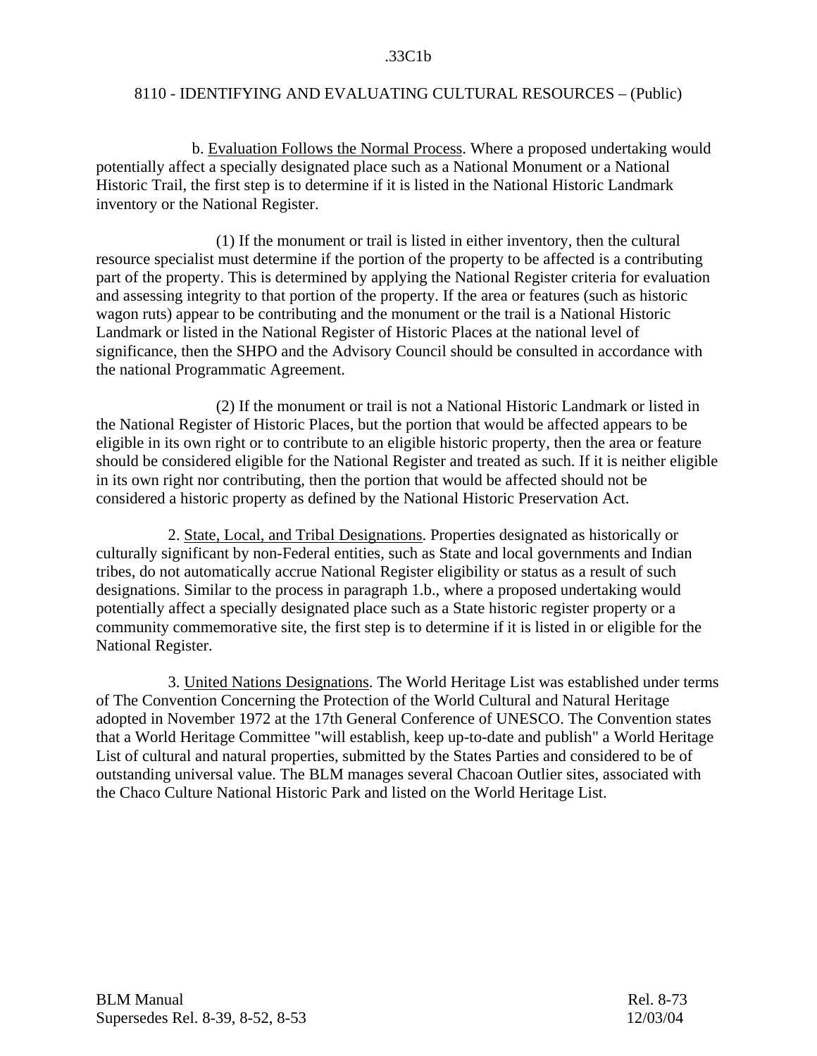b. Evaluation Follows the Normal Process. Where a proposed undertaking would potentially affect a specially designated place such as a National Monument or a National Historic Trail, the first step is to determine if it is listed in the National Historic Landmark inventory or the National Register.

(1) If the monument or trail is listed in either inventory, then the cultural resource specialist must determine if the portion of the property to be affected is a contributing part of the property. This is determined by applying the National Register criteria for evaluation and assessing integrity to that portion of the property. If the area or features (such as historic wagon ruts) appear to be contributing and the monument or the trail is a National Historic Landmark or listed in the National Register of Historic Places at the national level of significance, then the SHPO and the Advisory Council should be consulted in accordance with the national Programmatic Agreement.

(2) If the monument or trail is not a National Historic Landmark or listed in the National Register of Historic Places, but the portion that would be affected appears to be eligible in its own right or to contribute to an eligible historic property, then the area or feature should be considered eligible for the National Register and treated as such. If it is neither eligible in its own right nor contributing, then the portion that would be affected should not be considered a historic property as defined by the National Historic Preservation Act.

2. State, Local, and Tribal Designations. Properties designated as historically or culturally significant by non-Federal entities, such as State and local governments and Indian tribes, do not automatically accrue National Register eligibility or status as a result of such designations. Similar to the process in paragraph 1.b., where a proposed undertaking would potentially affect a specially designated place such as a State historic register property or a community commemorative site, the first step is to determine if it is listed in or eligible for the National Register.

3. United Nations Designations. The World Heritage List was established under terms of The Convention Concerning the Protection of the World Cultural and Natural Heritage adopted in November 1972 at the 17th General Conference of UNESCO. The Convention states that a World Heritage Committee "will establish, keep up-to-date and publish" a World Heritage List of cultural and natural properties, submitted by the States Parties and considered to be of outstanding universal value. The BLM manages several Chacoan Outlier sites, associated with the Chaco Culture National Historic Park and listed on the World Heritage List.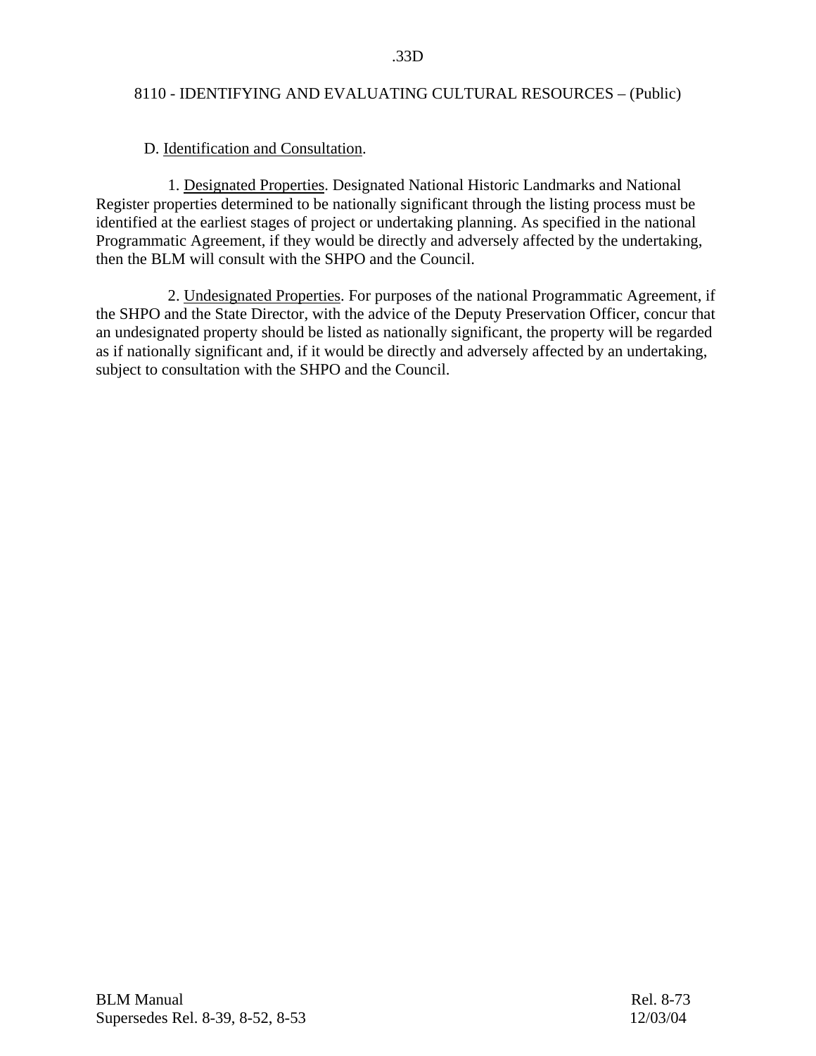D. Identification and Consultation.

1. Designated Properties. Designated National Historic Landmarks and National Register properties determined to be nationally significant through the listing process must be identified at the earliest stages of project or undertaking planning. As specified in the national Programmatic Agreement, if they would be directly and adversely affected by the undertaking, then the BLM will consult with the SHPO and the Council.

2. Undesignated Properties. For purposes of the national Programmatic Agreement, if the SHPO and the State Director, with the advice of the Deputy Preservation Officer, concur that an undesignated property should be listed as nationally significant, the property will be regarded as if nationally significant and, if it would be directly and adversely affected by an undertaking, subject to consultation with the SHPO and the Council.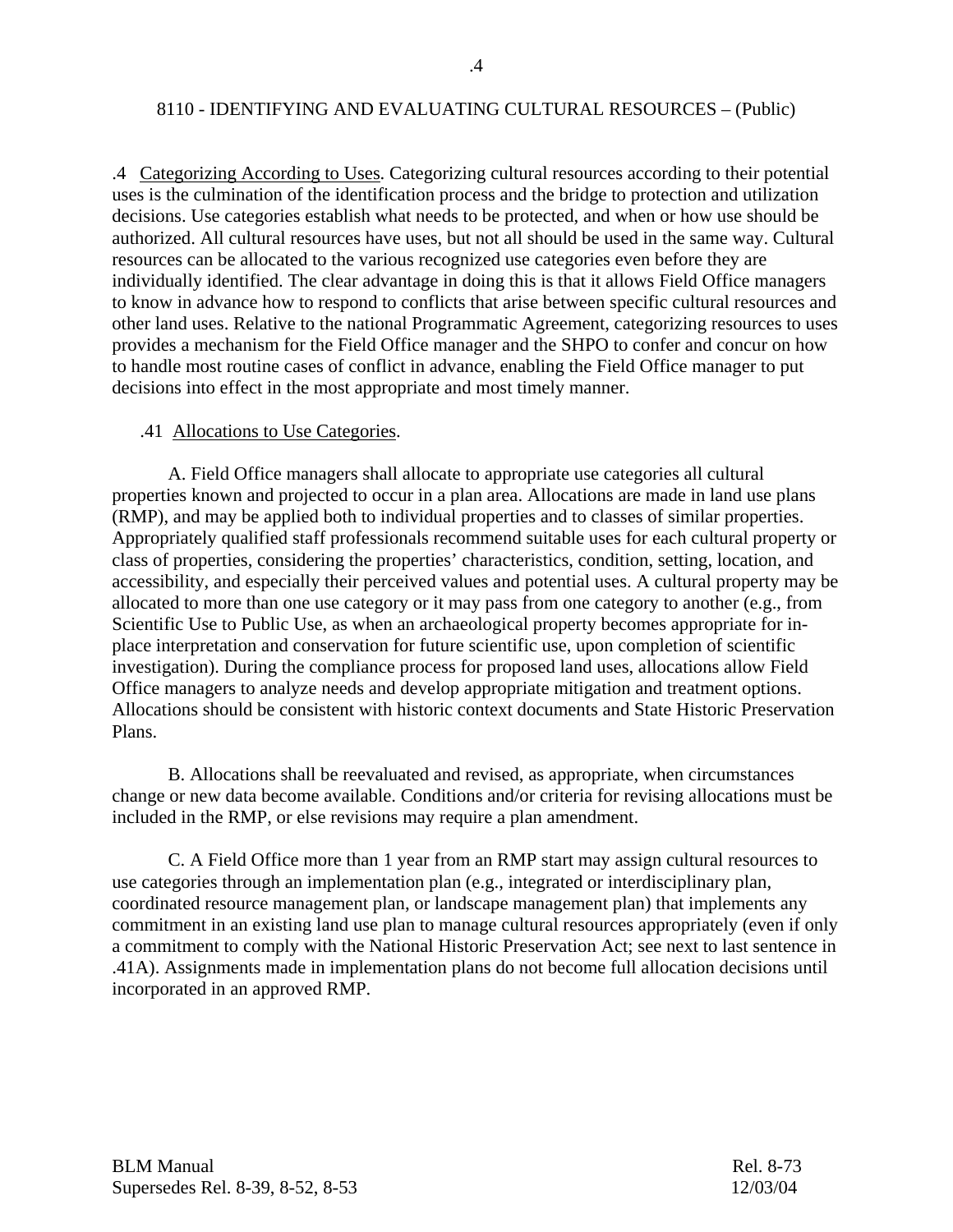.4 <u>Categorizing According to Uses</u>. Categorizing cultural resources according to their potential uses is the culmination of the identification process and the bridge to protection and utilization decisions. Use categories establish what needs to be protected, and when or how use should be authorized. All cultural resources have uses, but not all should be used in the same way. Cultural resources can be allocated to the various recognized use categories even before they are individually identified. The clear advantage in doing this is that it allows Field Office managers to know in advance how to respond to conflicts that arise between specific cultural resources and other land uses. Relative to the national Programmatic Agreement, categorizing resources to uses provides a mechanism for the Field Office manager and the SHPO to confer and concur on how to handle most routine cases of conflict in advance, enabling the Field Office manager to put decisions into effect in the most appropriate and most timely manner.

.41 <u>Allocations to Use Categories</u>.

A. Field Office managers shall allocate to appropriate use categories all cultural properties known and projected to occur in a plan area. Allocations are made in land use plans (RMP), and may be applied both to individual properties and to classes of similar properties. Appropriately qualified staff professionals recommend suitable uses for each cultural property or class of properties, considering the properties' characteristics, condition, setting, location, and accessibility, and especially their perceived values and potential uses. A cultural property may be allocated to more than one use category or it may pass from one category to another (e.g., from Scientific Use to Public Use, as when an archaeological property becomes appropriate for in-place interpretation and conservation for future scientific use, upon completion of scientific investigation). During the compliance process for proposed land uses, allocations allow Field Office managers to analyze needs and develop appropriate mitigation and treatment options. Allocations should be consistent with historic context documents and State Historic Preservation Plans.

B. Allocations shall be reevaluated and revised, as appropriate, when circumstances change or new data become available. Conditions and/or criteria for revising allocations must be included in the RMP, or else revisions may require a plan amendment.

C. A Field Office more than 1 year from an RMP start may assign cultural resources to use categories through an implementation plan (e.g., integrated or interdisciplinary plan, coordinated resource management plan, or landscape management plan) that implements any commitment in an existing land use plan to manage cultural resources appropriately (even if only a commitment to comply with the National Historic Preservation Act; see next to last sentence in .41A). Assignments made in implementation plans do not become full allocation decisions until incorporated in an approved RMP.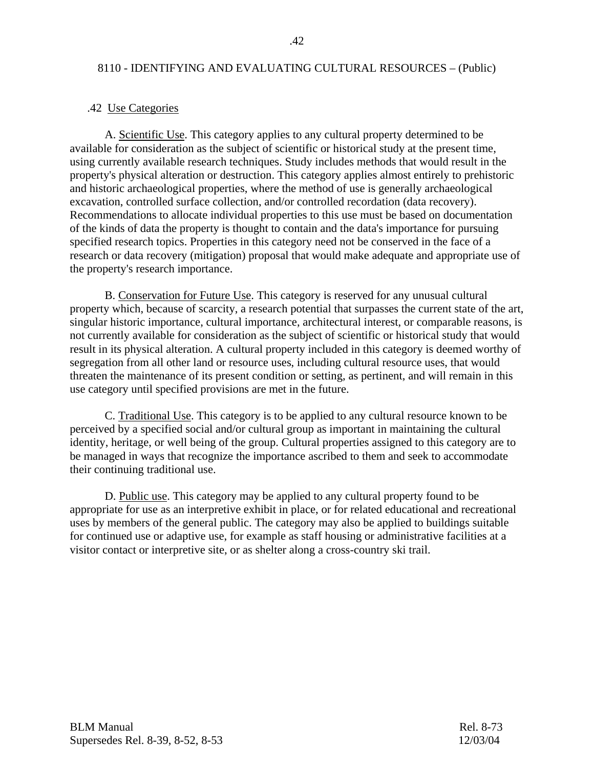## .42 Use Categories

A. Scientific Use. This category applies to any cultural property determined to be available for consideration as the subject of scientific or historical study at the present time, using currently available research techniques. Study includes methods that would result in the property's physical alteration or destruction. This category applies almost entirely to prehistoric and historic archaeological properties, where the method of use is generally archaeological excavation, controlled surface collection, and/or controlled recordation (data recovery). Recommendations to allocate individual properties to this use must be based on documentation of the kinds of data the property is thought to contain and the data's importance for pursuing specified research topics. Properties in this category need not be conserved in the face of a research or data recovery (mitigation) proposal that would make adequate and appropriate use of the property's research importance.

B. Conservation for Future Use. This category is reserved for any unusual cultural property which, because of scarcity, a research potential that surpasses the current state of the art, singular historic importance, cultural importance, architectural interest, or comparable reasons, is not currently available for consideration as the subject of scientific or historical study that would result in its physical alteration. A cultural property included in this category is deemed worthy of segregation from all other land or resource uses, including cultural resource uses, that would threaten the maintenance of its present condition or setting, as pertinent, and will remain in this use category until specified provisions are met in the future.

C. Traditional Use. This category is to be applied to any cultural resource known to be perceived by a specified social and/or cultural group as important in maintaining the cultural identity, heritage, or well being of the group. Cultural properties assigned to this category are to be managed in ways that recognize the importance ascribed to them and seek to accommodate their continuing traditional use.

D. Public use. This category may be applied to any cultural property found to be appropriate for use as an interpretive exhibit in place, or for related educational and recreational uses by members of the general public. The category may also be applied to buildings suitable for continued use or adaptive use, for example as staff housing or administrative facilities at a visitor contact or interpretive site, or as shelter along a cross-country ski trail.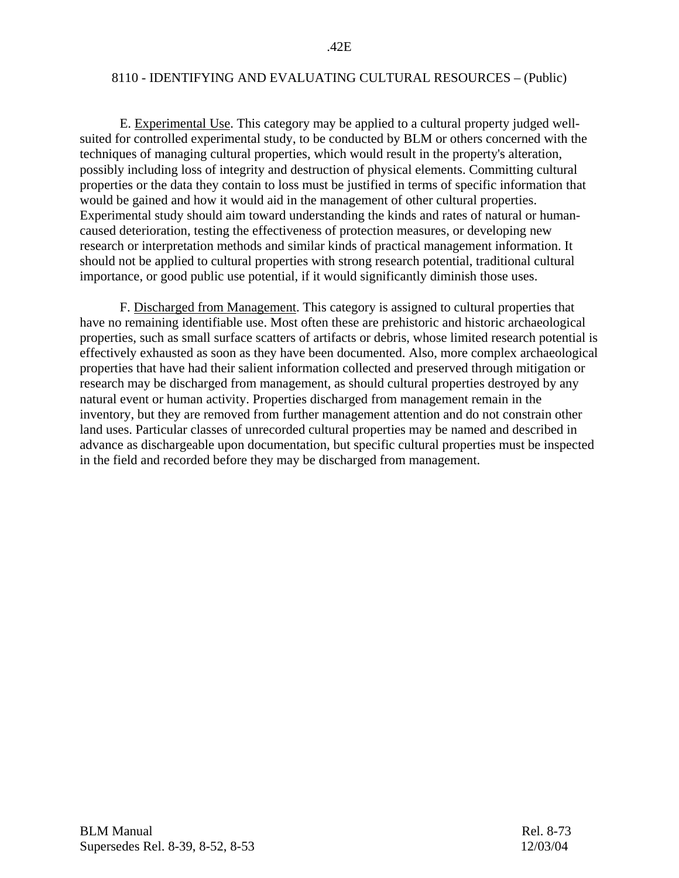E. Experimental Use. This category may be applied to a cultural property judged well-suited for controlled experimental study, to be conducted by BLM or others concerned with the techniques of managing cultural properties, which would result in the property's alteration, possibly including loss of integrity and destruction of physical elements. Committing cultural properties or the data they contain to loss must be justified in terms of specific information that would be gained and how it would aid in the management of other cultural properties. Experimental study should aim toward understanding the kinds and rates of natural or human-caused deterioration, testing the effectiveness of protection measures, or developing new research or interpretation methods and similar kinds of practical management information. It should not be applied to cultural properties with strong research potential, traditional cultural importance, or good public use potential, if it would significantly diminish those uses.

F. Discharged from Management. This category is assigned to cultural properties that have no remaining identifiable use. Most often these are prehistoric and historic archaeological properties, such as small surface scatters of artifacts or debris, whose limited research potential is effectively exhausted as soon as they have been documented. Also, more complex archaeological properties that have had their salient information collected and preserved through mitigation or research may be discharged from management, as should cultural properties destroyed by any natural event or human activity. Properties discharged from management remain in the inventory, but they are removed from further management attention and do not constrain other land uses. Particular classes of unrecorded cultural properties may be named and described in advance as dischargeable upon documentation, but specific cultural properties must be inspected in the field and recorded before they may be discharged from management.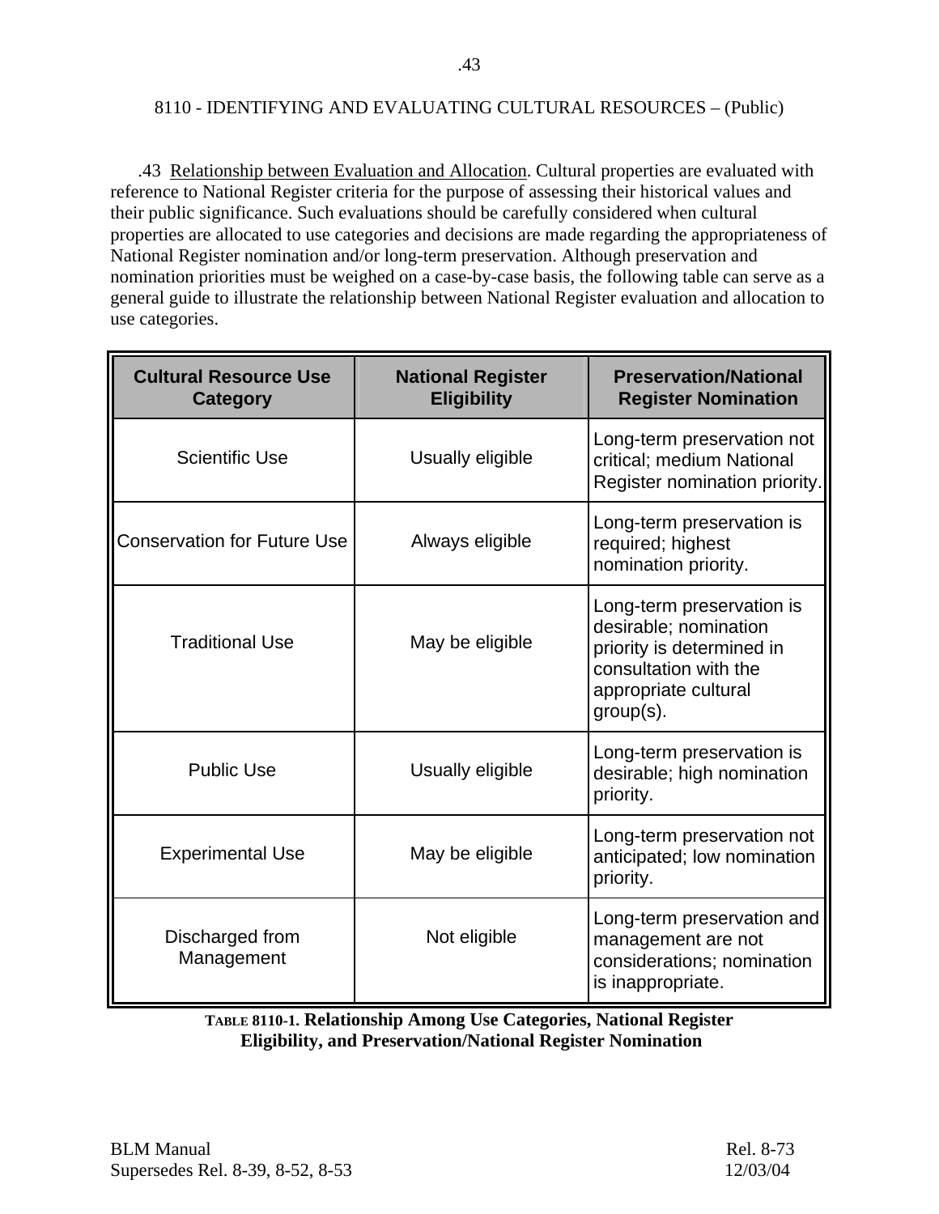.43  Relationship between Evaluation and Allocation. Cultural properties are evaluated with reference to National Register criteria for the purpose of assessing their historical values and their public significance. Such evaluations should be carefully considered when cultural properties are allocated to use categories and decisions are made regarding the appropriateness of National Register nomination and/or long-term preservation. Although preservation and nomination priorities must be weighed on a case-by-case basis, the following table can serve as a general guide to illustrate the relationship between National Register evaluation and allocation to use categories.

| Cultural Resource Use Category | National Register Eligibility | Preservation/National Register Nomination |
|---|---|---|
| Scientific Use | Usually eligible | Long-term preservation not critical; medium National Register nomination priority. |
| Conservation for Future Use | Always eligible | Long-term preservation is required; highest nomination priority. |
| Traditional Use | May be eligible | Long-term preservation is desirable; nomination priority is determined in consultation with the appropriate cultural group(s). |
| Public Use | Usually eligible | Long-term preservation is desirable; high nomination priority. |
| Experimental Use | May be eligible | Long-term preservation not anticipated; low nomination priority. |
| Discharged from Management | Not eligible | Long-term preservation and management are not considerations; nomination is inappropriate. |

**TABLE 8110-1. Relationship Among Use Categories, National Register Eligibility, and Preservation/National Register Nomination**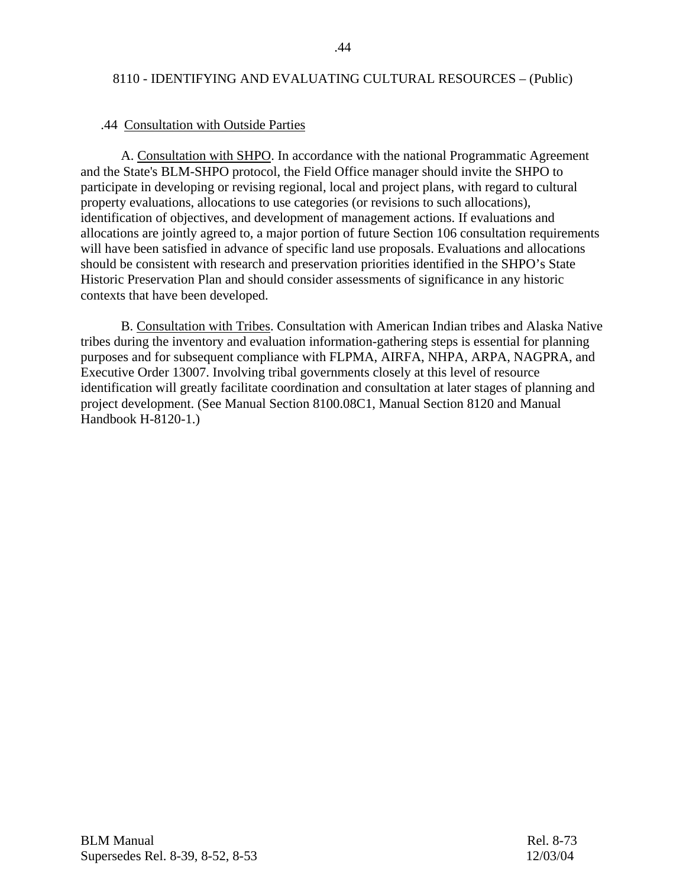## .44 Consultation with Outside Parties

A. Consultation with SHPO. In accordance with the national Programmatic Agreement and the State's BLM-SHPO protocol, the Field Office manager should invite the SHPO to participate in developing or revising regional, local and project plans, with regard to cultural property evaluations, allocations to use categories (or revisions to such allocations), identification of objectives, and development of management actions. If evaluations and allocations are jointly agreed to, a major portion of future Section 106 consultation requirements will have been satisfied in advance of specific land use proposals. Evaluations and allocations should be consistent with research and preservation priorities identified in the SHPO's State Historic Preservation Plan and should consider assessments of significance in any historic contexts that have been developed.

B. Consultation with Tribes. Consultation with American Indian tribes and Alaska Native tribes during the inventory and evaluation information-gathering steps is essential for planning purposes and for subsequent compliance with FLPMA, AIRFA, NHPA, ARPA, NAGPRA, and Executive Order 13007. Involving tribal governments closely at this level of resource identification will greatly facilitate coordination and consultation at later stages of planning and project development. (See Manual Section 8100.08C1, Manual Section 8120 and Manual Handbook H-8120-1.)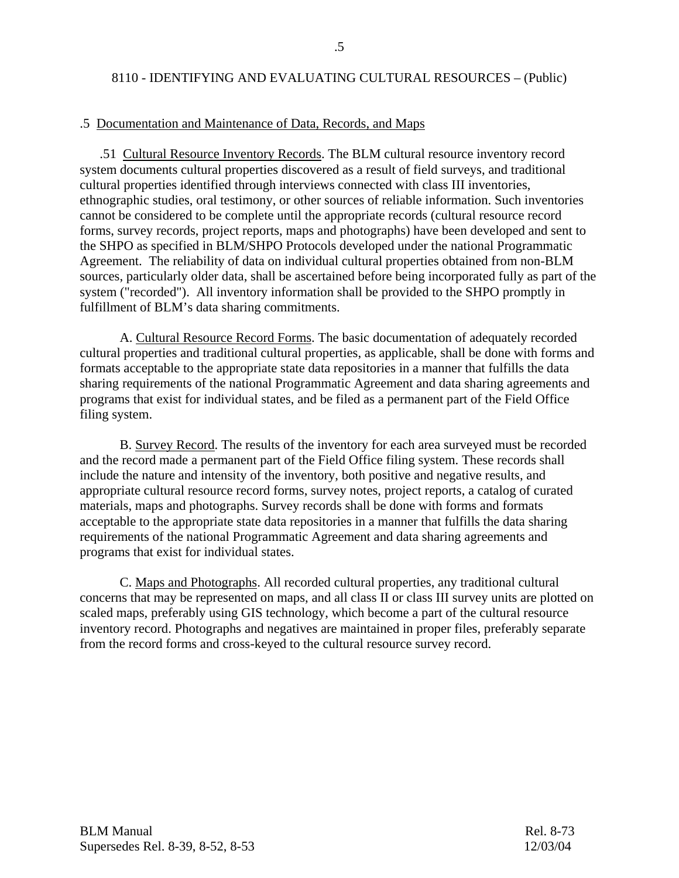## .5 Documentation and Maintenance of Data, Records, and Maps

.51 Cultural Resource Inventory Records. The BLM cultural resource inventory record system documents cultural properties discovered as a result of field surveys, and traditional cultural properties identified through interviews connected with class III inventories, ethnographic studies, oral testimony, or other sources of reliable information. Such inventories cannot be considered to be complete until the appropriate records (cultural resource record forms, survey records, project reports, maps and photographs) have been developed and sent to the SHPO as specified in BLM/SHPO Protocols developed under the national Programmatic Agreement. The reliability of data on individual cultural properties obtained from non-BLM sources, particularly older data, shall be ascertained before being incorporated fully as part of the system ("recorded"). All inventory information shall be provided to the SHPO promptly in fulfillment of BLM's data sharing commitments.

A. Cultural Resource Record Forms. The basic documentation of adequately recorded cultural properties and traditional cultural properties, as applicable, shall be done with forms and formats acceptable to the appropriate state data repositories in a manner that fulfills the data sharing requirements of the national Programmatic Agreement and data sharing agreements and programs that exist for individual states, and be filed as a permanent part of the Field Office filing system.

B. Survey Record. The results of the inventory for each area surveyed must be recorded and the record made a permanent part of the Field Office filing system. These records shall include the nature and intensity of the inventory, both positive and negative results, and appropriate cultural resource record forms, survey notes, project reports, a catalog of curated materials, maps and photographs. Survey records shall be done with forms and formats acceptable to the appropriate state data repositories in a manner that fulfills the data sharing requirements of the national Programmatic Agreement and data sharing agreements and programs that exist for individual states.

C. Maps and Photographs. All recorded cultural properties, any traditional cultural concerns that may be represented on maps, and all class II or class III survey units are plotted on scaled maps, preferably using GIS technology, which become a part of the cultural resource inventory record. Photographs and negatives are maintained in proper files, preferably separate from the record forms and cross-keyed to the cultural resource survey record.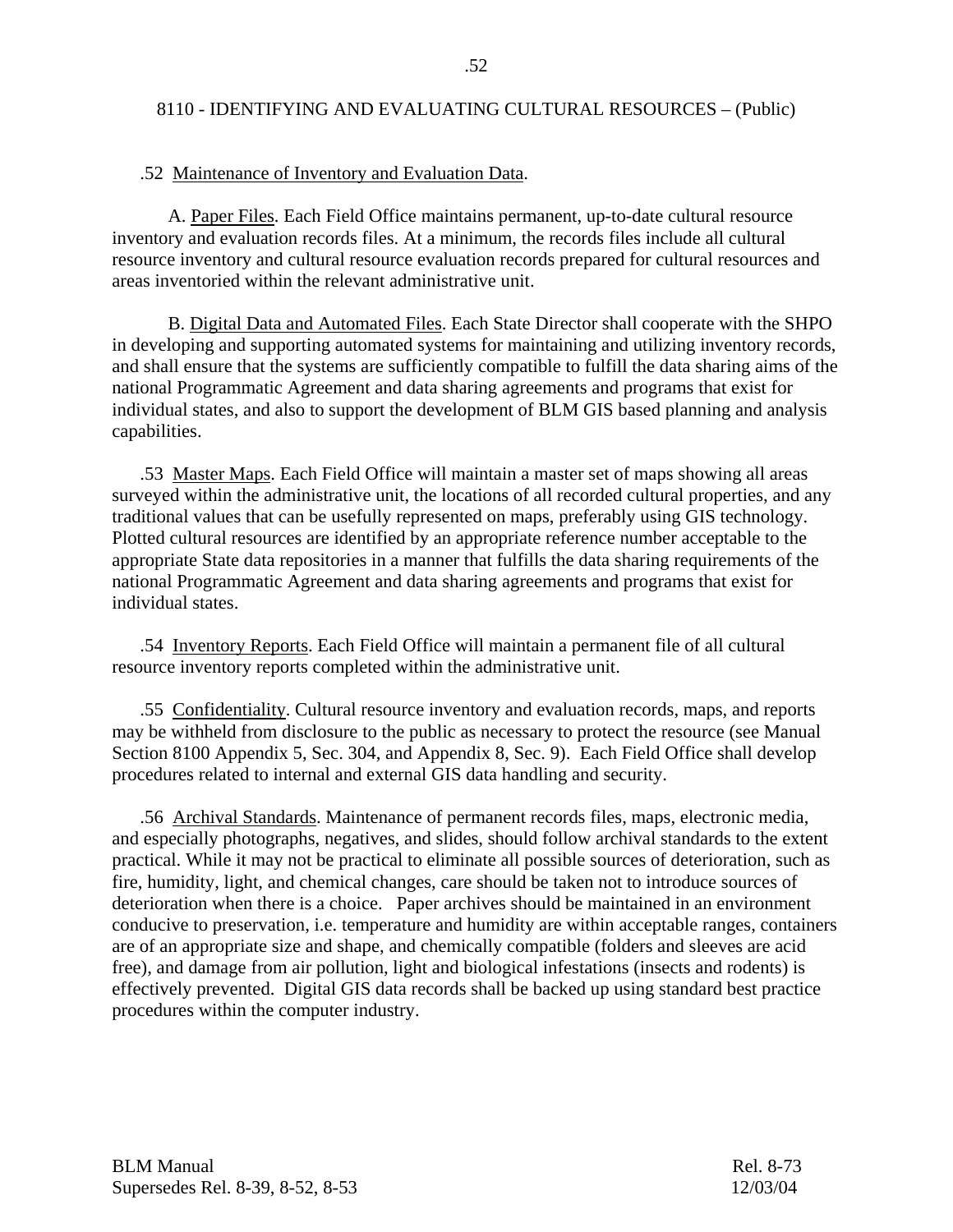.52 Maintenance of Inventory and Evaluation Data.

A. Paper Files. Each Field Office maintains permanent, up-to-date cultural resource inventory and evaluation records files. At a minimum, the records files include all cultural resource inventory and cultural resource evaluation records prepared for cultural resources and areas inventoried within the relevant administrative unit.

B. Digital Data and Automated Files. Each State Director shall cooperate with the SHPO in developing and supporting automated systems for maintaining and utilizing inventory records, and shall ensure that the systems are sufficiently compatible to fulfill the data sharing aims of the national Programmatic Agreement and data sharing agreements and programs that exist for individual states, and also to support the development of BLM GIS based planning and analysis capabilities.

.53 Master Maps. Each Field Office will maintain a master set of maps showing all areas surveyed within the administrative unit, the locations of all recorded cultural properties, and any traditional values that can be usefully represented on maps, preferably using GIS technology. Plotted cultural resources are identified by an appropriate reference number acceptable to the appropriate State data repositories in a manner that fulfills the data sharing requirements of the national Programmatic Agreement and data sharing agreements and programs that exist for individual states.

.54 Inventory Reports. Each Field Office will maintain a permanent file of all cultural resource inventory reports completed within the administrative unit.

.55 Confidentiality. Cultural resource inventory and evaluation records, maps, and reports may be withheld from disclosure to the public as necessary to protect the resource (see Manual Section 8100 Appendix 5, Sec. 304, and Appendix 8, Sec. 9). Each Field Office shall develop procedures related to internal and external GIS data handling and security.

.56 Archival Standards. Maintenance of permanent records files, maps, electronic media, and especially photographs, negatives, and slides, should follow archival standards to the extent practical. While it may not be practical to eliminate all possible sources of deterioration, such as fire, humidity, light, and chemical changes, care should be taken not to introduce sources of deterioration when there is a choice. Paper archives should be maintained in an environment conducive to preservation, i.e. temperature and humidity are within acceptable ranges, containers are of an appropriate size and shape, and chemically compatible (folders and sleeves are acid free), and damage from air pollution, light and biological infestations (insects and rodents) is effectively prevented. Digital GIS data records shall be backed up using standard best practice procedures within the computer industry.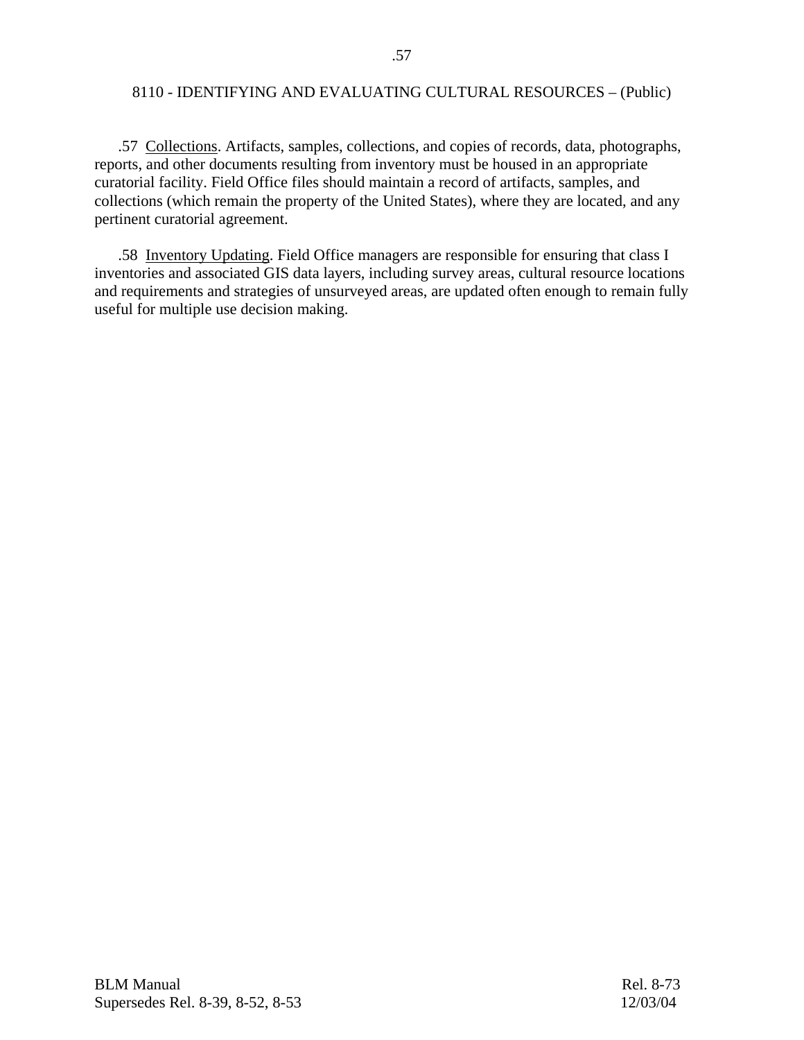.57 Collections. Artifacts, samples, collections, and copies of records, data, photographs, reports, and other documents resulting from inventory must be housed in an appropriate curatorial facility. Field Office files should maintain a record of artifacts, samples, and collections (which remain the property of the United States), where they are located, and any pertinent curatorial agreement.

.58 Inventory Updating. Field Office managers are responsible for ensuring that class I inventories and associated GIS data layers, including survey areas, cultural resource locations and requirements and strategies of unsurveyed areas, are updated often enough to remain fully useful for multiple use decision making.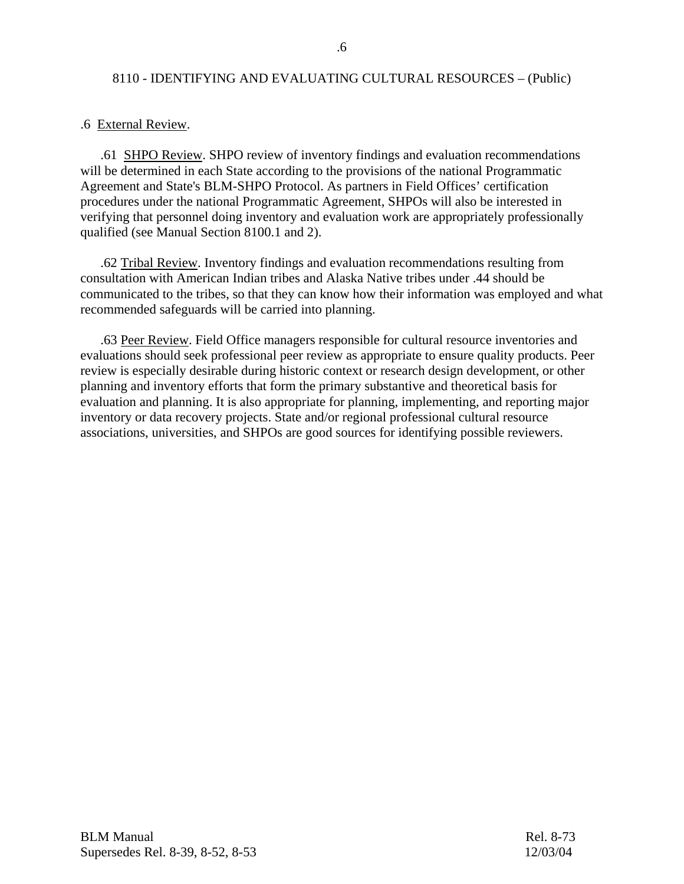### .6 External Review.

.61 SHPO Review. SHPO review of inventory findings and evaluation recommendations will be determined in each State according to the provisions of the national Programmatic Agreement and State's BLM-SHPO Protocol. As partners in Field Offices' certification procedures under the national Programmatic Agreement, SHPOs will also be interested in verifying that personnel doing inventory and evaluation work are appropriately professionally qualified (see Manual Section 8100.1 and 2).

.62 Tribal Review. Inventory findings and evaluation recommendations resulting from consultation with American Indian tribes and Alaska Native tribes under .44 should be communicated to the tribes, so that they can know how their information was employed and what recommended safeguards will be carried into planning.

.63 Peer Review. Field Office managers responsible for cultural resource inventories and evaluations should seek professional peer review as appropriate to ensure quality products. Peer review is especially desirable during historic context or research design development, or other planning and inventory efforts that form the primary substantive and theoretical basis for evaluation and planning. It is also appropriate for planning, implementing, and reporting major inventory or data recovery projects. State and/or regional professional cultural resource associations, universities, and SHPOs are good sources for identifying possible reviewers.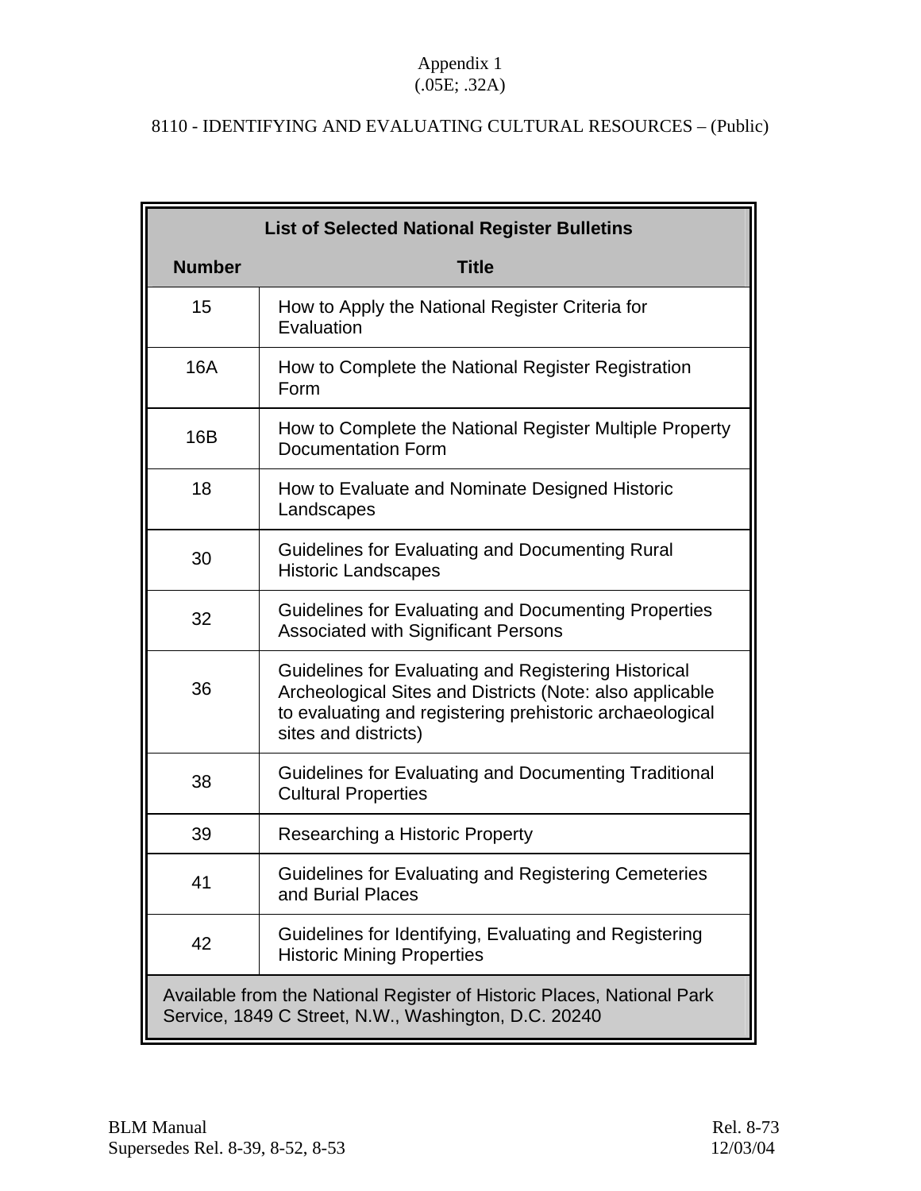Appendix 1
(.05E; .32A)

8110 - IDENTIFYING AND EVALUATING CULTURAL RESOURCES – (Public)

**List of Selected National Register Bulletins**

| Number | Title |
|---|---|
| 15 | How to Apply the National Register Criteria for Evaluation |
| 16A | How to Complete the National Register Registration Form |
| 16B | How to Complete the National Register Multiple Property Documentation Form |
| 18 | How to Evaluate and Nominate Designed Historic Landscapes |
| 30 | Guidelines for Evaluating and Documenting Rural Historic Landscapes |
| 32 | Guidelines for Evaluating and Documenting Properties Associated with Significant Persons |
| 36 | Guidelines for Evaluating and Registering Historical Archeological Sites and Districts (Note: also applicable to evaluating and registering prehistoric archaeological sites and districts) |
| 38 | Guidelines for Evaluating and Documenting Traditional Cultural Properties |
| 39 | Researching a Historic Property |
| 41 | Guidelines for Evaluating and Registering Cemeteries and Burial Places |
| 42 | Guidelines for Identifying, Evaluating and Registering Historic Mining Properties |
| Available from the National Register of Historic Places, National Park Service, 1849 C Street, N.W., Washington, D.C. 20240 | |

BLM Manual
Supersedes Rel. 8-39, 8-52, 8-53

Rel. 8-73
12/03/04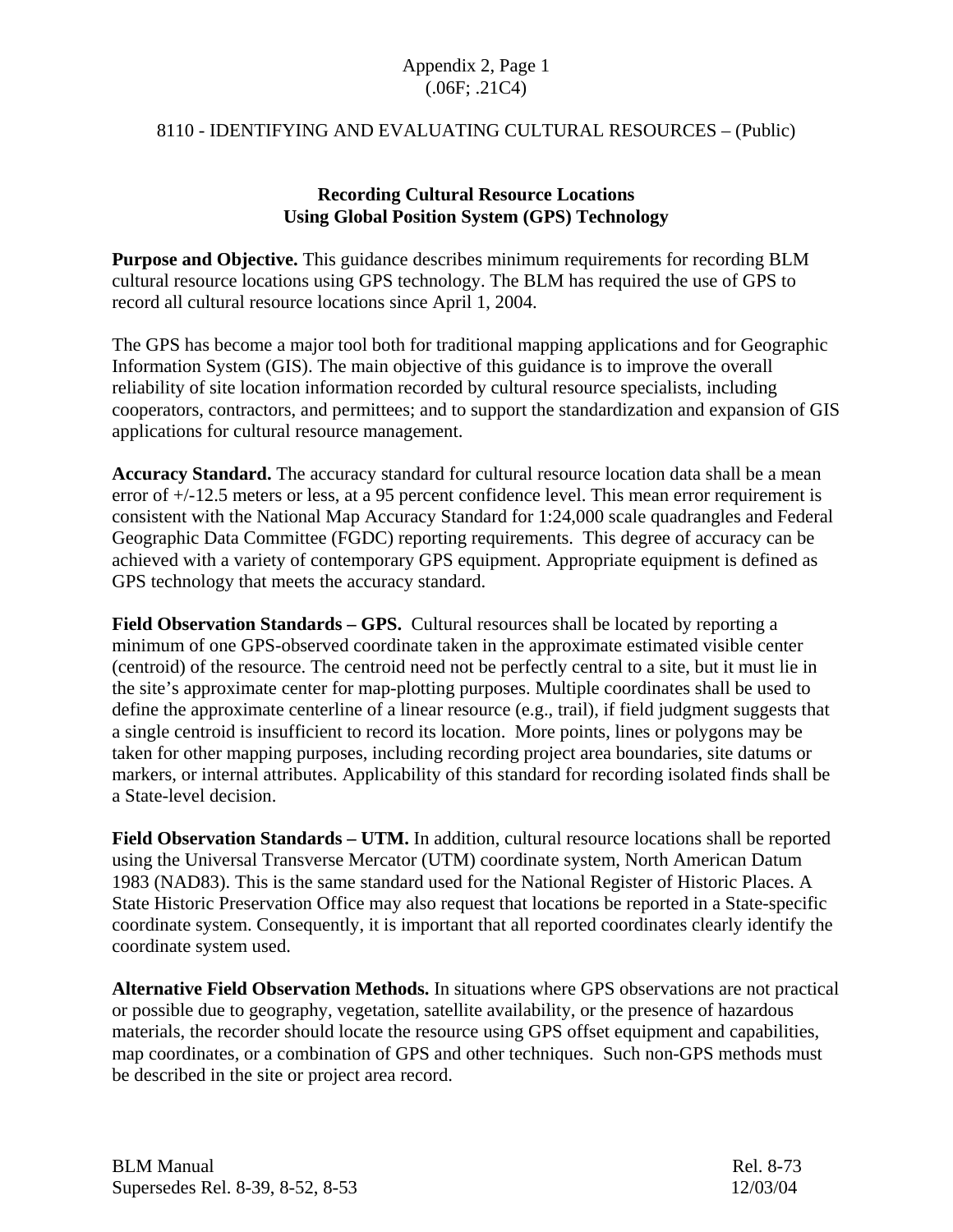Appendix 2, Page 1
(.06F; .21C4)

8110 - IDENTIFYING AND EVALUATING CULTURAL RESOURCES – (Public)

## Recording Cultural Resource Locations Using Global Position System (GPS) Technology

**Purpose and Objective.** This guidance describes minimum requirements for recording BLM cultural resource locations using GPS technology. The BLM has required the use of GPS to record all cultural resource locations since April 1, 2004.

The GPS has become a major tool both for traditional mapping applications and for Geographic Information System (GIS). The main objective of this guidance is to improve the overall reliability of site location information recorded by cultural resource specialists, including cooperators, contractors, and permittees; and to support the standardization and expansion of GIS applications for cultural resource management.

**Accuracy Standard.** The accuracy standard for cultural resource location data shall be a mean error of +/-12.5 meters or less, at a 95 percent confidence level. This mean error requirement is consistent with the National Map Accuracy Standard for 1:24,000 scale quadrangles and Federal Geographic Data Committee (FGDC) reporting requirements. This degree of accuracy can be achieved with a variety of contemporary GPS equipment. Appropriate equipment is defined as GPS technology that meets the accuracy standard.

**Field Observation Standards – GPS.** Cultural resources shall be located by reporting a minimum of one GPS-observed coordinate taken in the approximate estimated visible center (centroid) of the resource. The centroid need not be perfectly central to a site, but it must lie in the site's approximate center for map-plotting purposes. Multiple coordinates shall be used to define the approximate centerline of a linear resource (e.g., trail), if field judgment suggests that a single centroid is insufficient to record its location. More points, lines or polygons may be taken for other mapping purposes, including recording project area boundaries, site datums or markers, or internal attributes. Applicability of this standard for recording isolated finds shall be a State-level decision.

**Field Observation Standards – UTM.** In addition, cultural resource locations shall be reported using the Universal Transverse Mercator (UTM) coordinate system, North American Datum 1983 (NAD83). This is the same standard used for the National Register of Historic Places. A State Historic Preservation Office may also request that locations be reported in a State-specific coordinate system. Consequently, it is important that all reported coordinates clearly identify the coordinate system used.

**Alternative Field Observation Methods.** In situations where GPS observations are not practical or possible due to geography, vegetation, satellite availability, or the presence of hazardous materials, the recorder should locate the resource using GPS offset equipment and capabilities, map coordinates, or a combination of GPS and other techniques. Such non-GPS methods must be described in the site or project area record.

BLM Manual Rel. 8-73
Supersedes Rel. 8-39, 8-52, 8-53 12/03/04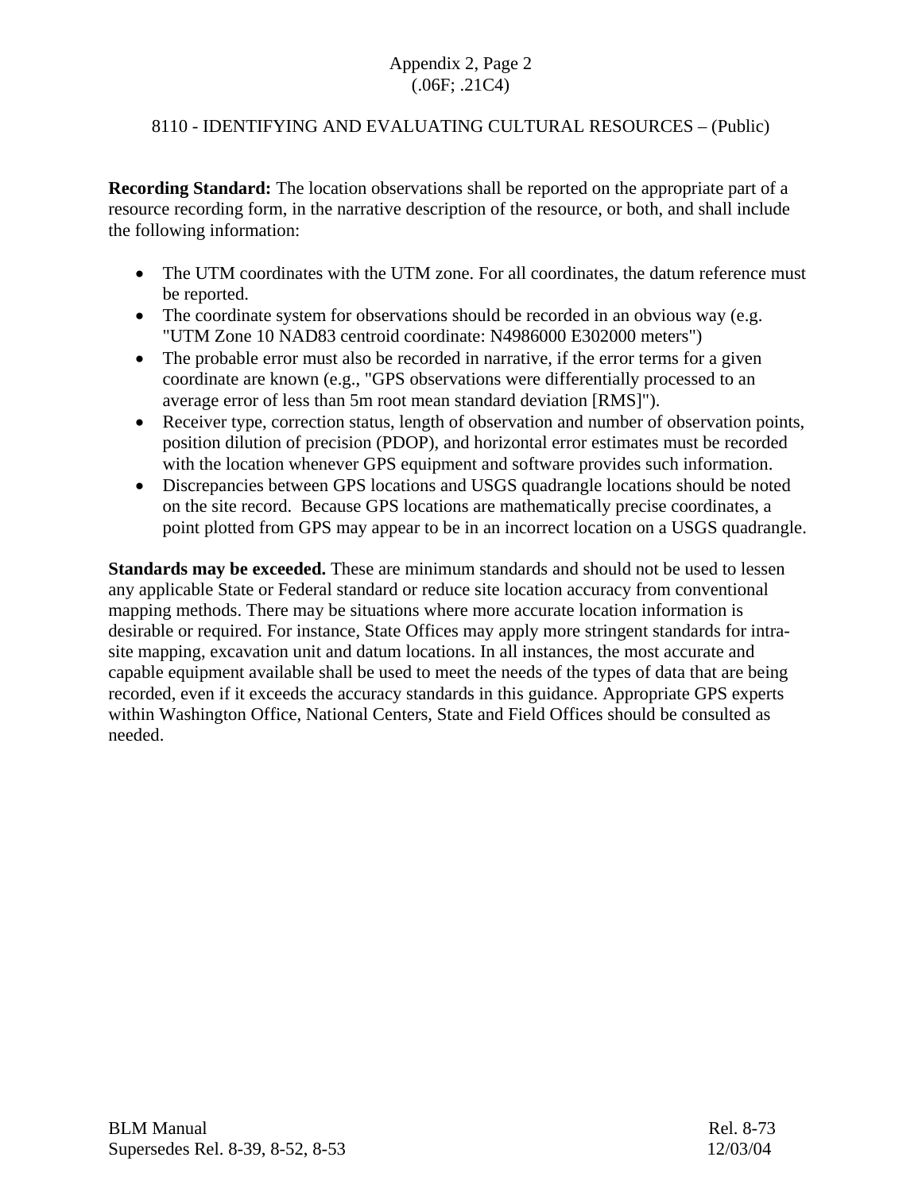**Recording Standard:** The location observations shall be reported on the appropriate part of a resource recording form, in the narrative description of the resource, or both, and shall include the following information:

- The UTM coordinates with the UTM zone. For all coordinates, the datum reference must be reported.
- The coordinate system for observations should be recorded in an obvious way (e.g. "UTM Zone 10 NAD83 centroid coordinate: N4986000 E302000 meters")
- The probable error must also be recorded in narrative, if the error terms for a given coordinate are known (e.g., "GPS observations were differentially processed to an average error of less than 5m root mean standard deviation [RMS]").
- Receiver type, correction status, length of observation and number of observation points, position dilution of precision (PDOP), and horizontal error estimates must be recorded with the location whenever GPS equipment and software provides such information.
- Discrepancies between GPS locations and USGS quadrangle locations should be noted on the site record. Because GPS locations are mathematically precise coordinates, a point plotted from GPS may appear to be in an incorrect location on a USGS quadrangle.

**Standards may be exceeded.** These are minimum standards and should not be used to lessen any applicable State or Federal standard or reduce site location accuracy from conventional mapping methods. There may be situations where more accurate location information is desirable or required. For instance, State Offices may apply more stringent standards for intra-site mapping, excavation unit and datum locations. In all instances, the most accurate and capable equipment available shall be used to meet the needs of the types of data that are being recorded, even if it exceeds the accuracy standards in this guidance. Appropriate GPS experts within Washington Office, National Centers, State and Field Offices should be consulted as needed.